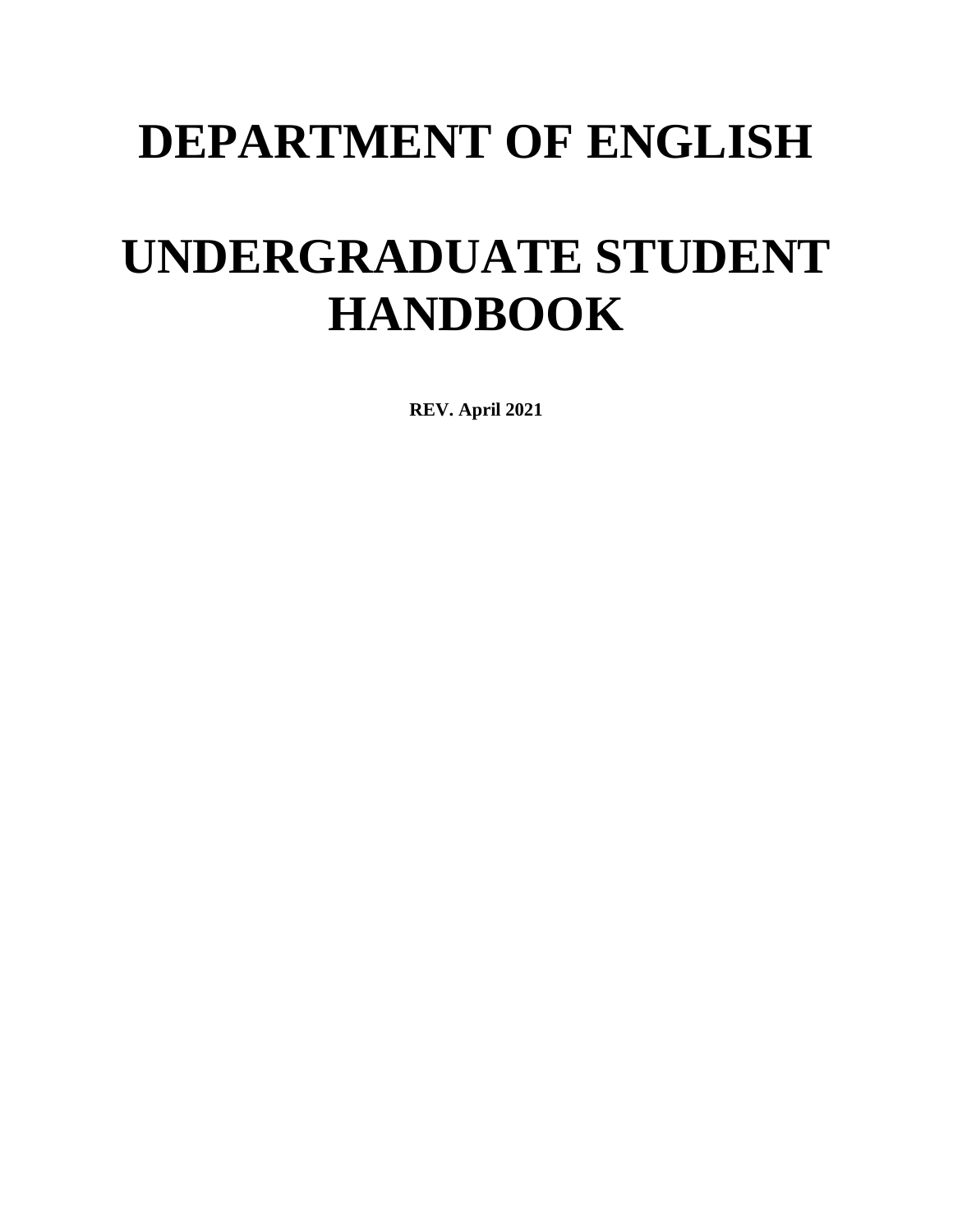# DEPARTMENT OF ENGLISH

# UNDERGRADUATE STUDENT HANDBOOK

**REV. April 2021**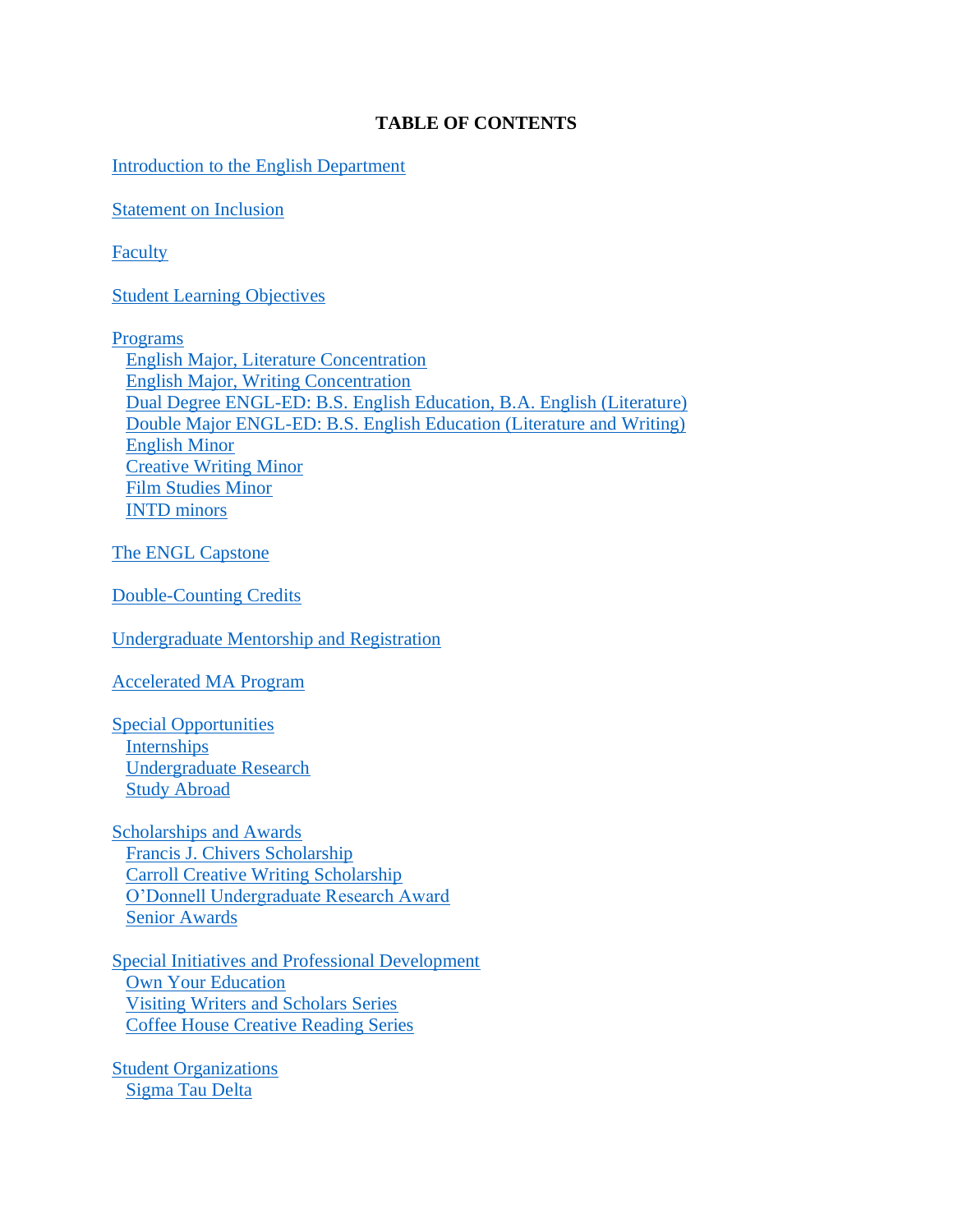# TABLE OF CONTENTS

Introduction to the English Department

Statement on Inclusion

Faculty

Student Learning Objectives

Programs
- English Major, Literature Concentration
- English Major, Writing Concentration
- Dual Degree ENGL-ED: B.S. English Education, B.A. English (Literature)
- Double Major ENGL-ED: B.S. English Education (Literature and Writing)
- English Minor
- Creative Writing Minor
- Film Studies Minor
- INTD minors

The ENGL Capstone

Double-Counting Credits

Undergraduate Mentorship and Registration

Accelerated MA Program

Special Opportunities
- Internships
- Undergraduate Research
- Study Abroad

Scholarships and Awards
- Francis J. Chivers Scholarship
- Carroll Creative Writing Scholarship
- O'Donnell Undergraduate Research Award
- Senior Awards

Special Initiatives and Professional Development
- Own Your Education
- Visiting Writers and Scholars Series
- Coffee House Creative Reading Series

Student Organizations
- Sigma Tau Delta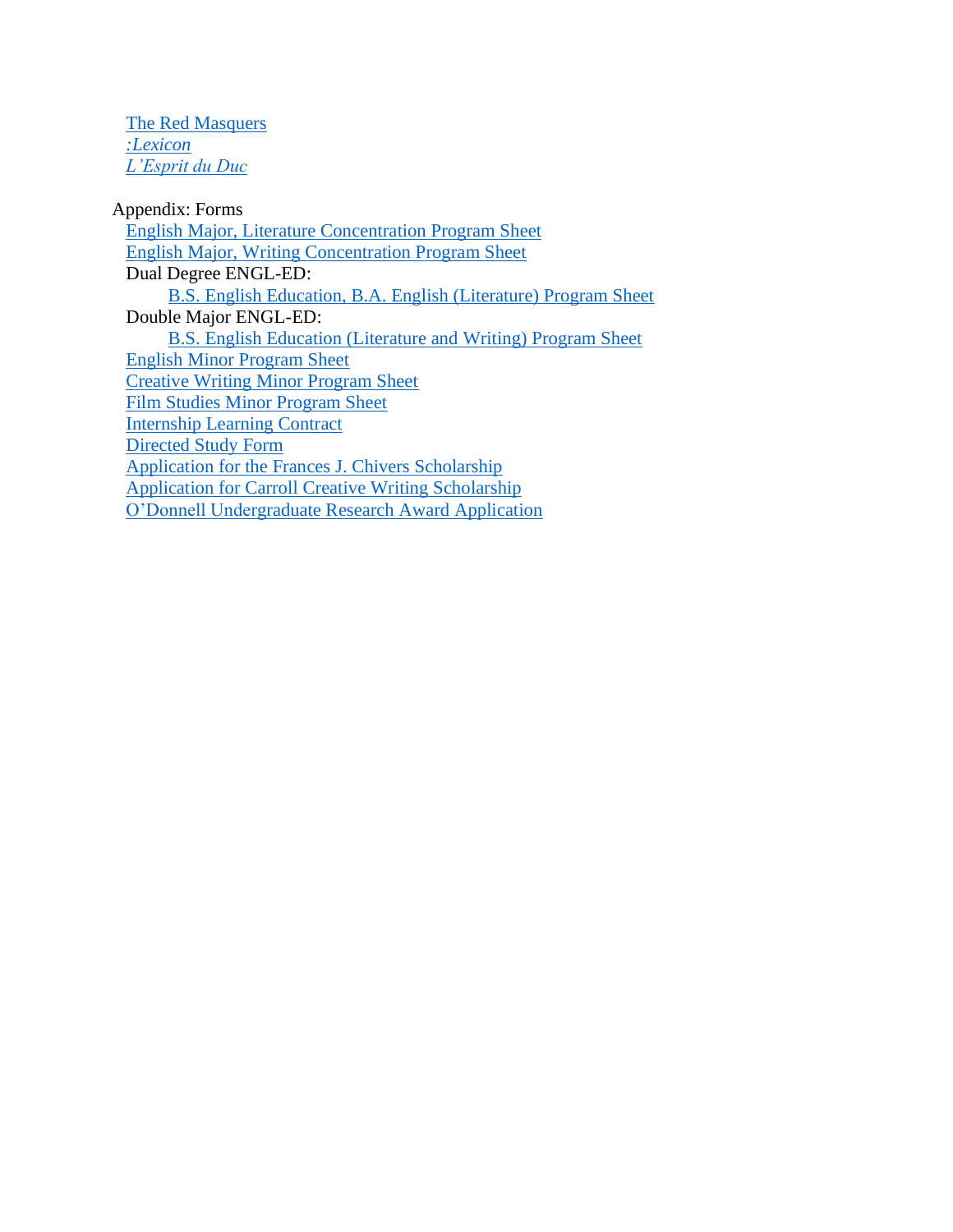- The Red Masquers
- *:Lexicon*
- *L'Esprit du Duc*

Appendix: Forms

- English Major, Literature Concentration Program Sheet
- English Major, Writing Concentration Program Sheet
- Dual Degree ENGL-ED:
  - B.S. English Education, B.A. English (Literature) Program Sheet
- Double Major ENGL-ED:
  - B.S. English Education (Literature and Writing) Program Sheet
- English Minor Program Sheet
- Creative Writing Minor Program Sheet
- Film Studies Minor Program Sheet
- Internship Learning Contract
- Directed Study Form
- Application for the Frances J. Chivers Scholarship
- Application for Carroll Creative Writing Scholarship
- O'Donnell Undergraduate Research Award Application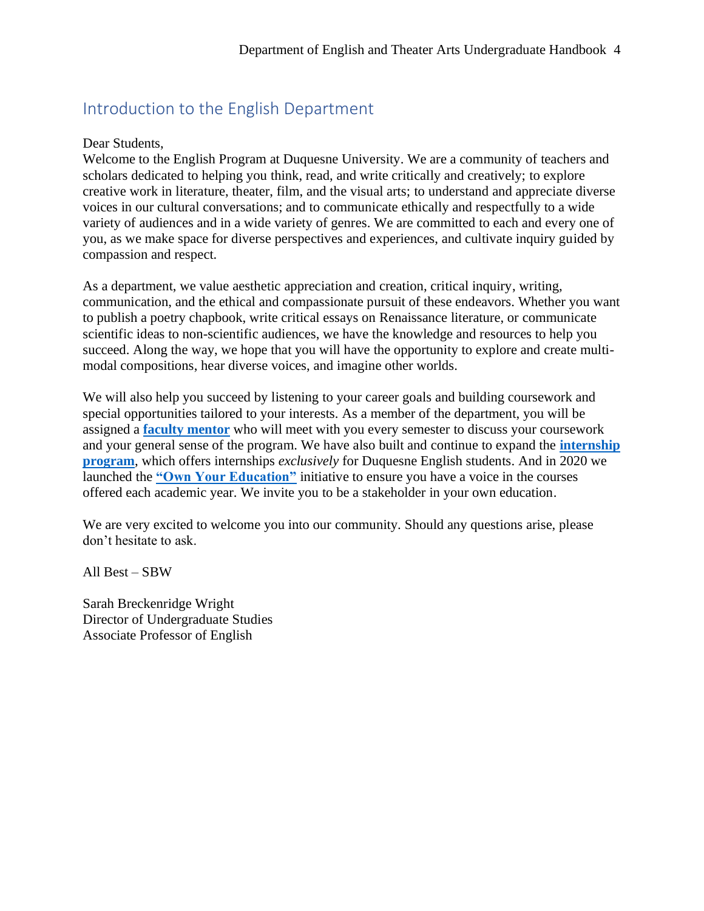## Introduction to the English Department

Dear Students,
Welcome to the English Program at Duquesne University. We are a community of teachers and scholars dedicated to helping you think, read, and write critically and creatively; to explore creative work in literature, theater, film, and the visual arts; to understand and appreciate diverse voices in our cultural conversations; and to communicate ethically and respectfully to a wide variety of audiences and in a wide variety of genres. We are committed to each and every one of you, as we make space for diverse perspectives and experiences, and cultivate inquiry guided by compassion and respect.

As a department, we value aesthetic appreciation and creation, critical inquiry, writing, communication, and the ethical and compassionate pursuit of these endeavors. Whether you want to publish a poetry chapbook, write critical essays on Renaissance literature, or communicate scientific ideas to non-scientific audiences, we have the knowledge and resources to help you succeed. Along the way, we hope that you will have the opportunity to explore and create multi-modal compositions, hear diverse voices, and imagine other worlds.

We will also help you succeed by listening to your career goals and building coursework and special opportunities tailored to your interests. As a member of the department, you will be assigned a **faculty mentor** who will meet with you every semester to discuss your coursework and your general sense of the program. We have also built and continue to expand the **internship program**, which offers internships *exclusively* for Duquesne English students. And in 2020 we launched the **"Own Your Education"** initiative to ensure you have a voice in the courses offered each academic year. We invite you to be a stakeholder in your own education.

We are very excited to welcome you into our community. Should any questions arise, please don't hesitate to ask.

All Best – SBW

Sarah Breckenridge Wright
Director of Undergraduate Studies
Associate Professor of English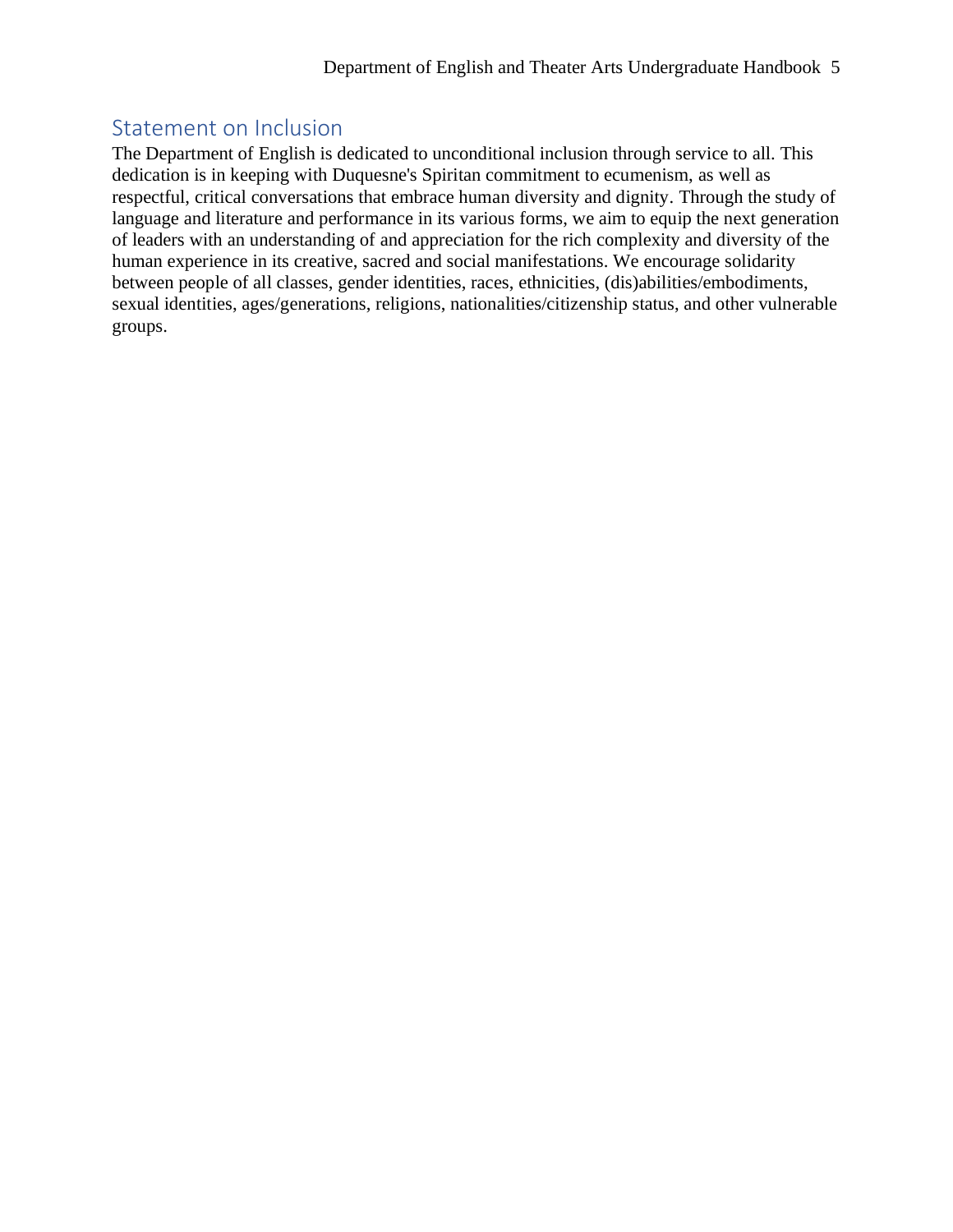## Statement on Inclusion

The Department of English is dedicated to unconditional inclusion through service to all. This dedication is in keeping with Duquesne's Spiritan commitment to ecumenism, as well as respectful, critical conversations that embrace human diversity and dignity. Through the study of language and literature and performance in its various forms, we aim to equip the next generation of leaders with an understanding of and appreciation for the rich complexity and diversity of the human experience in its creative, sacred and social manifestations. We encourage solidarity between people of all classes, gender identities, races, ethnicities, (dis)abilities/embodiments, sexual identities, ages/generations, religions, nationalities/citizenship status, and other vulnerable groups.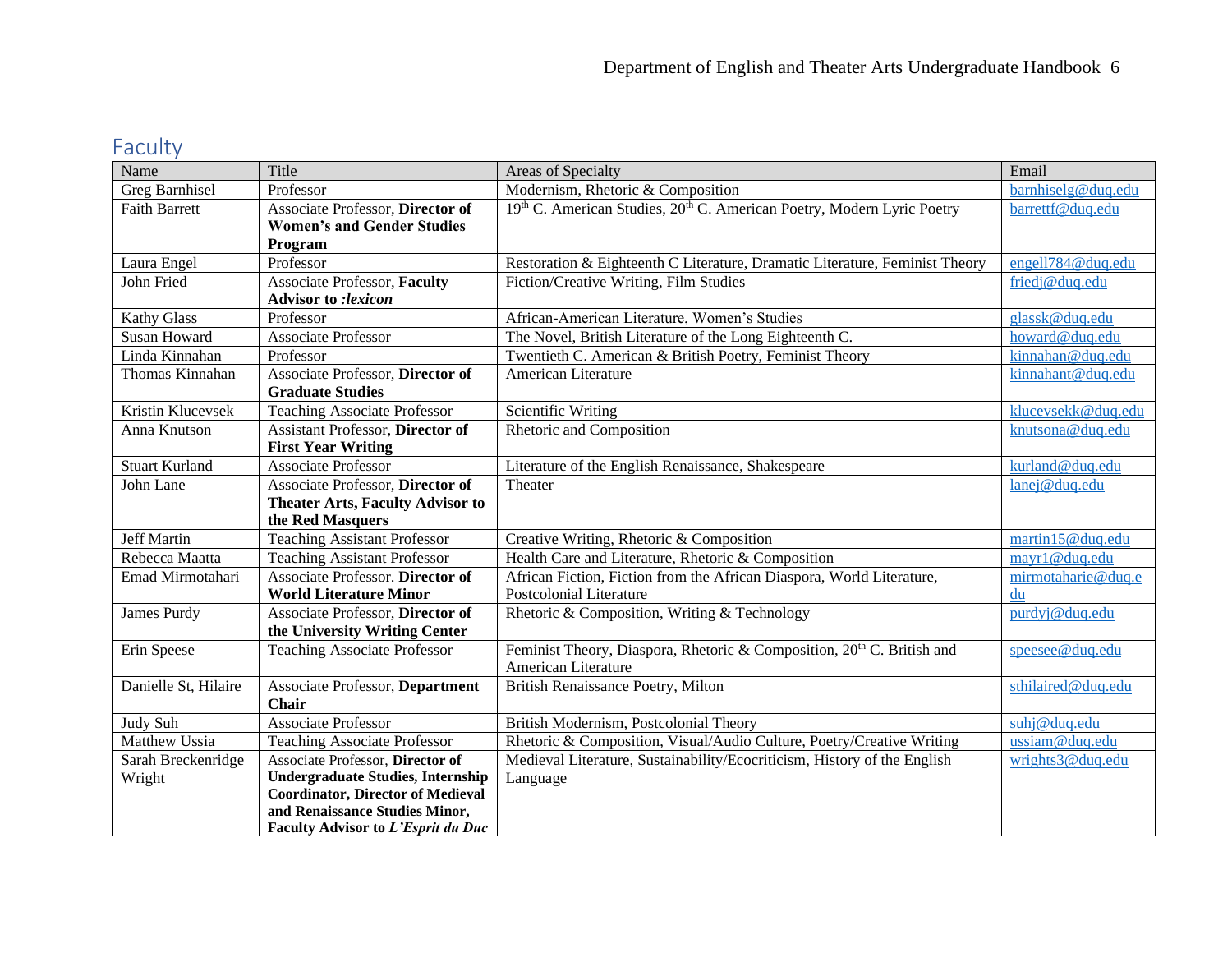## Faculty

| Name | Title | Areas of Specialty | Email |
|---|---|---|---|
| Greg Barnhisel | Professor | Modernism, Rhetoric & Composition | barnhiselg@duq.edu |
| Faith Barrett | Associate Professor, **Director of Women's and Gender Studies Program** | 19th C. American Studies, 20th C. American Poetry, Modern Lyric Poetry | barrettf@duq.edu |
| Laura Engel | Professor | Restoration & Eighteenth C Literature, Dramatic Literature, Feminist Theory | engell784@duq.edu |
| John Fried | Associate Professor, **Faculty Advisor to *:lexicon*** | Fiction/Creative Writing, Film Studies | friedj@duq.edu |
| Kathy Glass | Professor | African-American Literature, Women's Studies | glassk@duq.edu |
| Susan Howard | Associate Professor | The Novel, British Literature of the Long Eighteenth C. | howard@duq.edu |
| Linda Kinnahan | Professor | Twentieth C. American & British Poetry, Feminist Theory | kinnahan@duq.edu |
| Thomas Kinnahan | Associate Professor, **Director of Graduate Studies** | American Literature | kinnahant@duq.edu |
| Kristin Klucevsek | Teaching Associate Professor | Scientific Writing | klucevsekk@duq.edu |
| Anna Knutson | Assistant Professor, **Director of First Year Writing** | Rhetoric and Composition | knutsona@duq.edu |
| Stuart Kurland | Associate Professor | Literature of the English Renaissance, Shakespeare | kurland@duq.edu |
| John Lane | Associate Professor, **Director of Theater Arts, Faculty Advisor to the Red Masquers** | Theater | lanej@duq.edu |
| Jeff Martin | Teaching Assistant Professor | Creative Writing, Rhetoric & Composition | martin15@duq.edu |
| Rebecca Maatta | Teaching Assistant Professor | Health Care and Literature, Rhetoric & Composition | mayr1@duq.edu |
| Emad Mirmotahari | Associate Professor. **Director of World Literature Minor** | African Fiction, Fiction from the African Diaspora, World Literature, Postcolonial Literature | mirmotaharie@duq.edu |
| James Purdy | Associate Professor, **Director of the University Writing Center** | Rhetoric & Composition, Writing & Technology | purdyj@duq.edu |
| Erin Speese | Teaching Associate Professor | Feminist Theory, Diaspora, Rhetoric & Composition, 20th C. British and American Literature | speesee@duq.edu |
| Danielle St, Hilaire | Associate Professor, **Department Chair** | British Renaissance Poetry, Milton | sthilaired@duq.edu |
| Judy Suh | Associate Professor | British Modernism, Postcolonial Theory | suhj@duq.edu |
| Matthew Ussia | Teaching Associate Professor | Rhetoric & Composition, Visual/Audio Culture, Poetry/Creative Writing | ussiam@duq.edu |
| Sarah Breckenridge Wright | Associate Professor, **Director of Undergraduate Studies, Internship Coordinator, Director of Medieval and Renaissance Studies Minor, Faculty Advisor to *L'Esprit du Duc*** | Medieval Literature, Sustainability/Ecocriticism, History of the English Language | wrights3@duq.edu |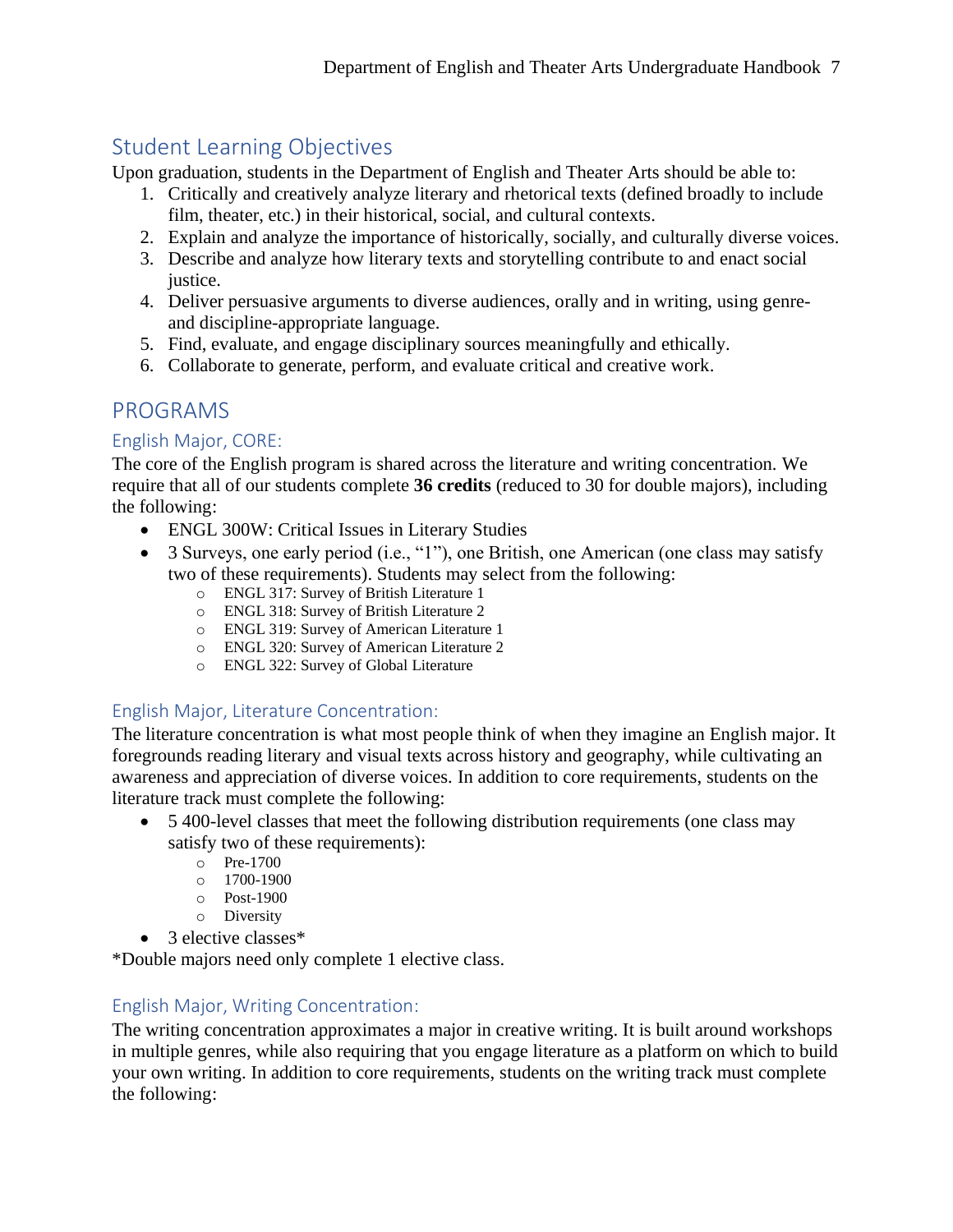## Student Learning Objectives

Upon graduation, students in the Department of English and Theater Arts should be able to:

1. Critically and creatively analyze literary and rhetorical texts (defined broadly to include film, theater, etc.) in their historical, social, and cultural contexts.
2. Explain and analyze the importance of historically, socially, and culturally diverse voices.
3. Describe and analyze how literary texts and storytelling contribute to and enact social justice.
4. Deliver persuasive arguments to diverse audiences, orally and in writing, using genre- and discipline-appropriate language.
5. Find, evaluate, and engage disciplinary sources meaningfully and ethically.
6. Collaborate to generate, perform, and evaluate critical and creative work.

## PROGRAMS

### English Major, CORE:

The core of the English program is shared across the literature and writing concentration. We require that all of our students complete **36 credits** (reduced to 30 for double majors), including the following:

- ENGL 300W: Critical Issues in Literary Studies
- 3 Surveys, one early period (i.e., "1"), one British, one American (one class may satisfy two of these requirements). Students may select from the following:
  - ENGL 317: Survey of British Literature 1
  - ENGL 318: Survey of British Literature 2
  - ENGL 319: Survey of American Literature 1
  - ENGL 320: Survey of American Literature 2
  - ENGL 322: Survey of Global Literature

### English Major, Literature Concentration:

The literature concentration is what most people think of when they imagine an English major. It foregrounds reading literary and visual texts across history and geography, while cultivating an awareness and appreciation of diverse voices. In addition to core requirements, students on the literature track must complete the following:

- 5 400-level classes that meet the following distribution requirements (one class may satisfy two of these requirements):
  - Pre-1700
  - 1700-1900
  - Post-1900
  - Diversity
- 3 elective classes*

*Double majors need only complete 1 elective class.

### English Major, Writing Concentration:

The writing concentration approximates a major in creative writing. It is built around workshops in multiple genres, while also requiring that you engage literature as a platform on which to build your own writing. In addition to core requirements, students on the writing track must complete the following: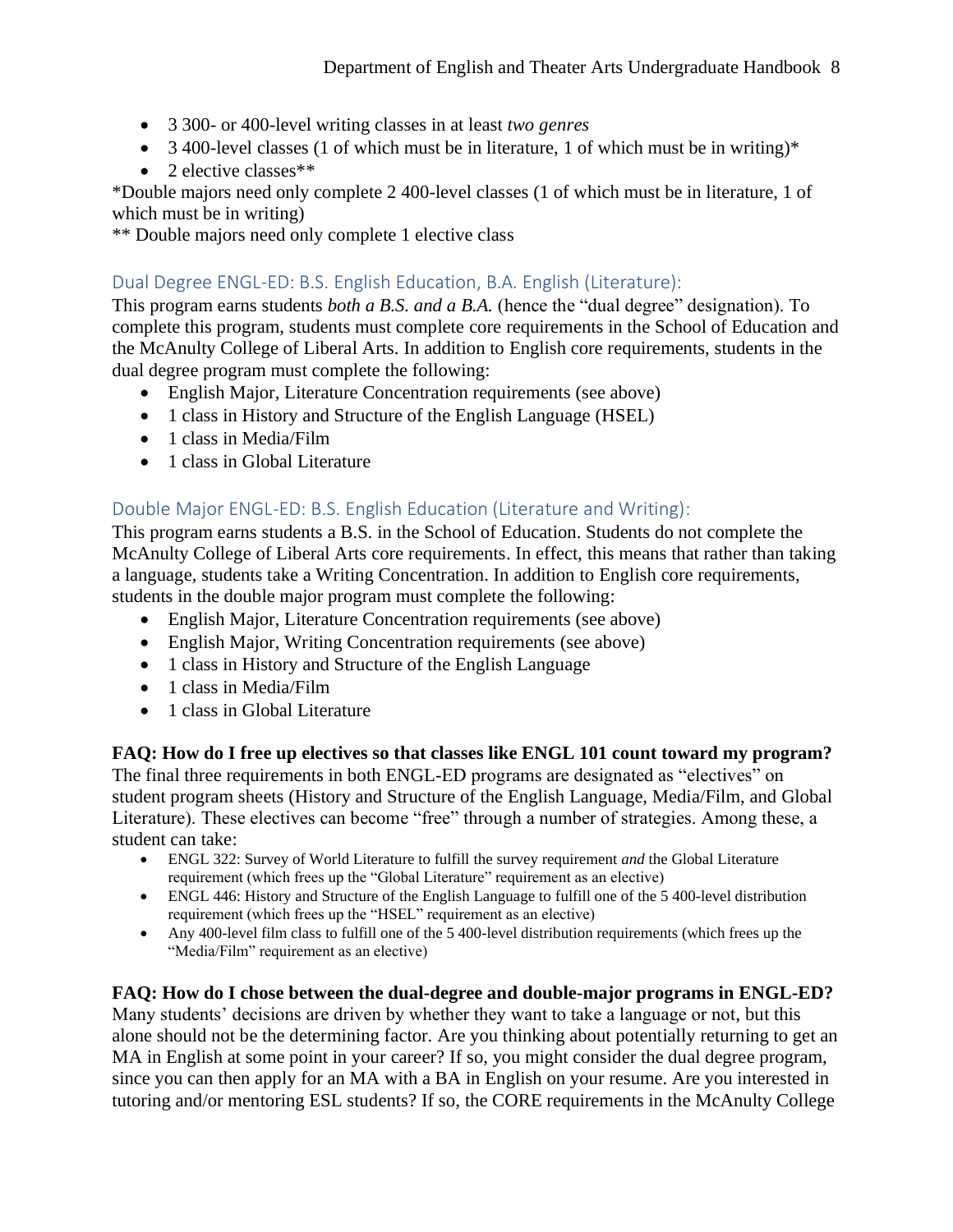- 3 300- or 400-level writing classes in at least *two genres*
- 3 400-level classes (1 of which must be in literature, 1 of which must be in writing)*
- 2 elective classes**

*Double majors need only complete 2 400-level classes (1 of which must be in literature, 1 of which must be in writing)

** Double majors need only complete 1 elective class

### Dual Degree ENGL-ED: B.S. English Education, B.A. English (Literature):

This program earns students *both a B.S. and a B.A.* (hence the "dual degree" designation). To complete this program, students must complete core requirements in the School of Education and the McAnulty College of Liberal Arts. In addition to English core requirements, students in the dual degree program must complete the following:

- English Major, Literature Concentration requirements (see above)
- 1 class in History and Structure of the English Language (HSEL)
- 1 class in Media/Film
- 1 class in Global Literature

### Double Major ENGL-ED: B.S. English Education (Literature and Writing):

This program earns students a B.S. in the School of Education. Students do not complete the McAnulty College of Liberal Arts core requirements. In effect, this means that rather than taking a language, students take a Writing Concentration. In addition to English core requirements, students in the double major program must complete the following:

- English Major, Literature Concentration requirements (see above)
- English Major, Writing Concentration requirements (see above)
- 1 class in History and Structure of the English Language
- 1 class in Media/Film
- 1 class in Global Literature

**FAQ: How do I free up electives so that classes like ENGL 101 count toward my program?**

The final three requirements in both ENGL-ED programs are designated as "electives" on student program sheets (History and Structure of the English Language, Media/Film, and Global Literature). These electives can become "free" through a number of strategies. Among these, a student can take:

- ENGL 322: Survey of World Literature to fulfill the survey requirement *and* the Global Literature requirement (which frees up the "Global Literature" requirement as an elective)
- ENGL 446: History and Structure of the English Language to fulfill one of the 5 400-level distribution requirement (which frees up the "HSEL" requirement as an elective)
- Any 400-level film class to fulfill one of the 5 400-level distribution requirements (which frees up the "Media/Film" requirement as an elective)

**FAQ: How do I chose between the dual-degree and double-major programs in ENGL-ED?**

Many students' decisions are driven by whether they want to take a language or not, but this alone should not be the determining factor. Are you thinking about potentially returning to get an MA in English at some point in your career? If so, you might consider the dual degree program, since you can then apply for an MA with a BA in English on your resume. Are you interested in tutoring and/or mentoring ESL students? If so, the CORE requirements in the McAnulty College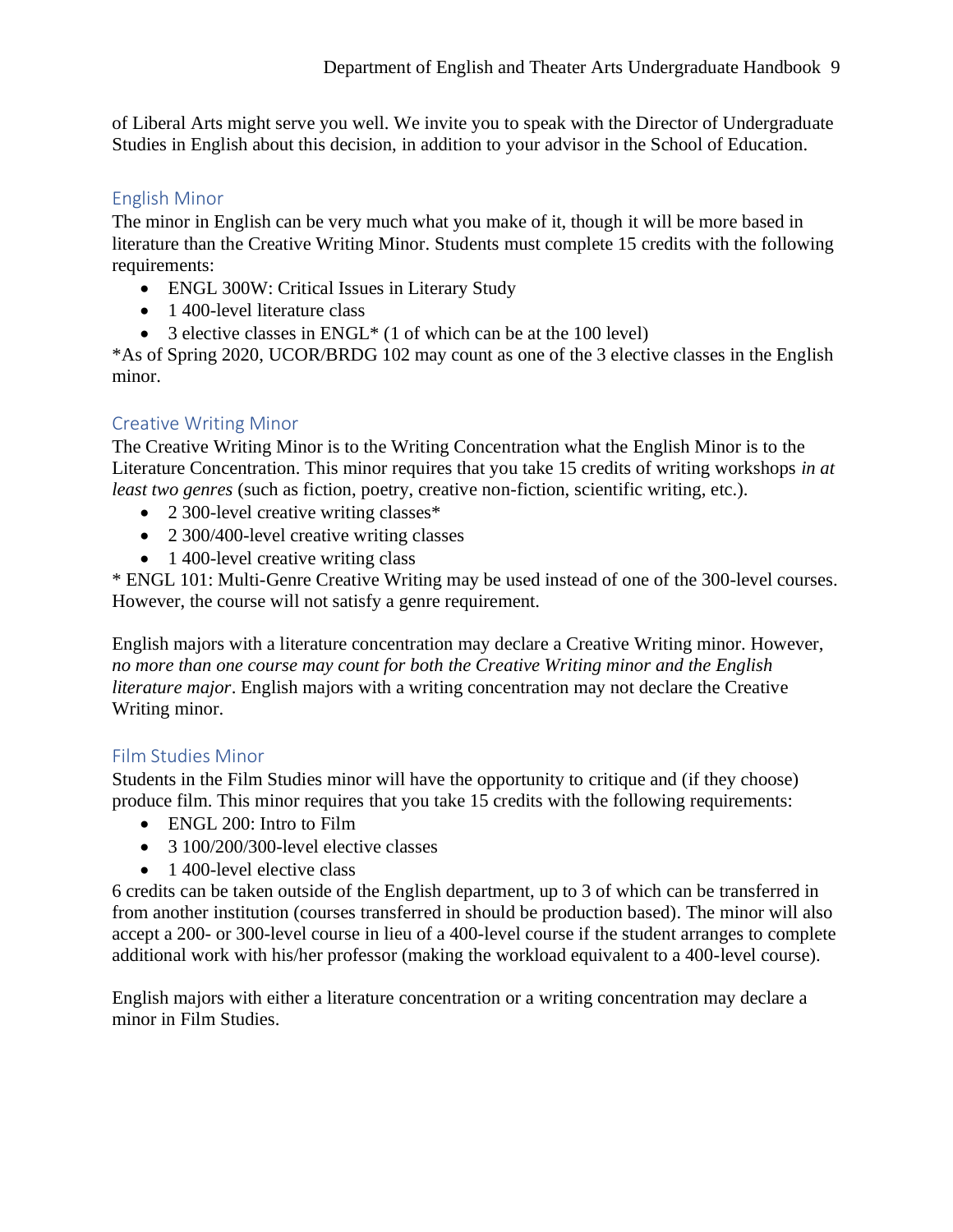of Liberal Arts might serve you well. We invite you to speak with the Director of Undergraduate Studies in English about this decision, in addition to your advisor in the School of Education.

## English Minor

The minor in English can be very much what you make of it, though it will be more based in literature than the Creative Writing Minor. Students must complete 15 credits with the following requirements:

- ENGL 300W: Critical Issues in Literary Study
- 1 400-level literature class
- 3 elective classes in ENGL* (1 of which can be at the 100 level)

*As of Spring 2020, UCOR/BRDG 102 may count as one of the 3 elective classes in the English minor.

## Creative Writing Minor

The Creative Writing Minor is to the Writing Concentration what the English Minor is to the Literature Concentration. This minor requires that you take 15 credits of writing workshops *in at least two genres* (such as fiction, poetry, creative non-fiction, scientific writing, etc.).

- 2 300-level creative writing classes*
- 2 300/400-level creative writing classes
- 1 400-level creative writing class

* ENGL 101: Multi-Genre Creative Writing may be used instead of one of the 300-level courses. However, the course will not satisfy a genre requirement.

English majors with a literature concentration may declare a Creative Writing minor. However, *no more than one course may count for both the Creative Writing minor and the English literature major*. English majors with a writing concentration may not declare the Creative Writing minor.

## Film Studies Minor

Students in the Film Studies minor will have the opportunity to critique and (if they choose) produce film. This minor requires that you take 15 credits with the following requirements:

- ENGL 200: Intro to Film
- 3 100/200/300-level elective classes
- 1 400-level elective class

6 credits can be taken outside of the English department, up to 3 of which can be transferred in from another institution (courses transferred in should be production based). The minor will also accept a 200- or 300-level course in lieu of a 400-level course if the student arranges to complete additional work with his/her professor (making the workload equivalent to a 400-level course).

English majors with either a literature concentration or a writing concentration may declare a minor in Film Studies.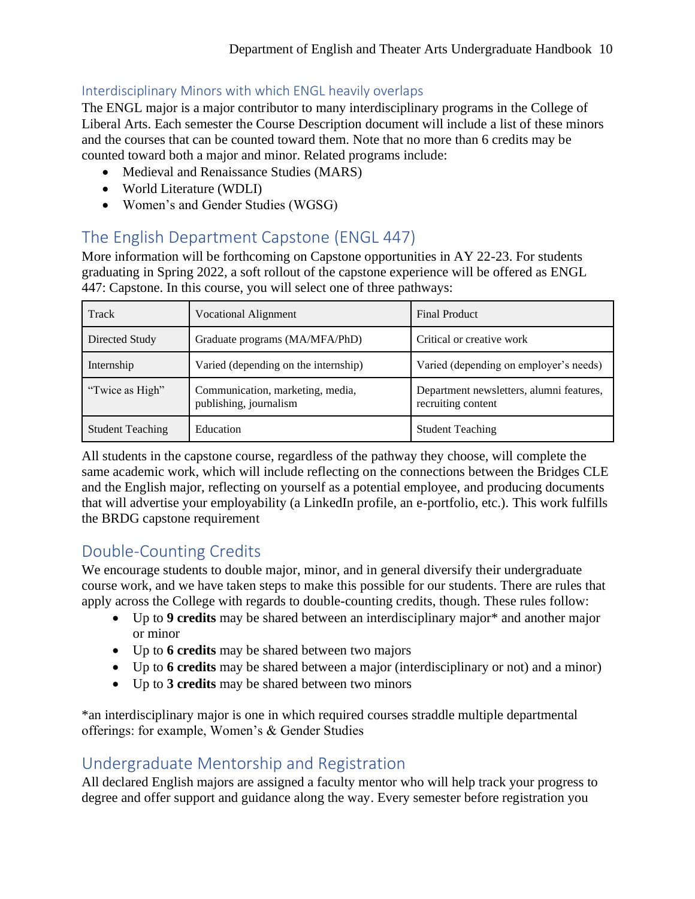### Interdisciplinary Minors with which ENGL heavily overlaps

The ENGL major is a major contributor to many interdisciplinary programs in the College of Liberal Arts. Each semester the Course Description document will include a list of these minors and the courses that can be counted toward them. Note that no more than 6 credits may be counted toward both a major and minor. Related programs include:

- Medieval and Renaissance Studies (MARS)
- World Literature (WDLI)
- Women's and Gender Studies (WGSG)

## The English Department Capstone (ENGL 447)

More information will be forthcoming on Capstone opportunities in AY 22-23. For students graduating in Spring 2022, a soft rollout of the capstone experience will be offered as ENGL 447: Capstone. In this course, you will select one of three pathways:

| Track | Vocational Alignment | Final Product |
|---|---|---|
| Directed Study | Graduate programs (MA/MFA/PhD) | Critical or creative work |
| Internship | Varied (depending on the internship) | Varied (depending on employer's needs) |
| "Twice as High" | Communication, marketing, media, publishing, journalism | Department newsletters, alumni features, recruiting content |
| Student Teaching | Education | Student Teaching |

All students in the capstone course, regardless of the pathway they choose, will complete the same academic work, which will include reflecting on the connections between the Bridges CLE and the English major, reflecting on yourself as a potential employee, and producing documents that will advertise your employability (a LinkedIn profile, an e-portfolio, etc.). This work fulfills the BRDG capstone requirement

## Double-Counting Credits

We encourage students to double major, minor, and in general diversify their undergraduate course work, and we have taken steps to make this possible for our students. There are rules that apply across the College with regards to double-counting credits, though. These rules follow:

- Up to **9 credits** may be shared between an interdisciplinary major* and another major or minor
- Up to **6 credits** may be shared between two majors
- Up to **6 credits** may be shared between a major (interdisciplinary or not) and a minor)
- Up to **3 credits** may be shared between two minors

*an interdisciplinary major is one in which required courses straddle multiple departmental offerings: for example, Women's & Gender Studies

## Undergraduate Mentorship and Registration

All declared English majors are assigned a faculty mentor who will help track your progress to degree and offer support and guidance along the way. Every semester before registration you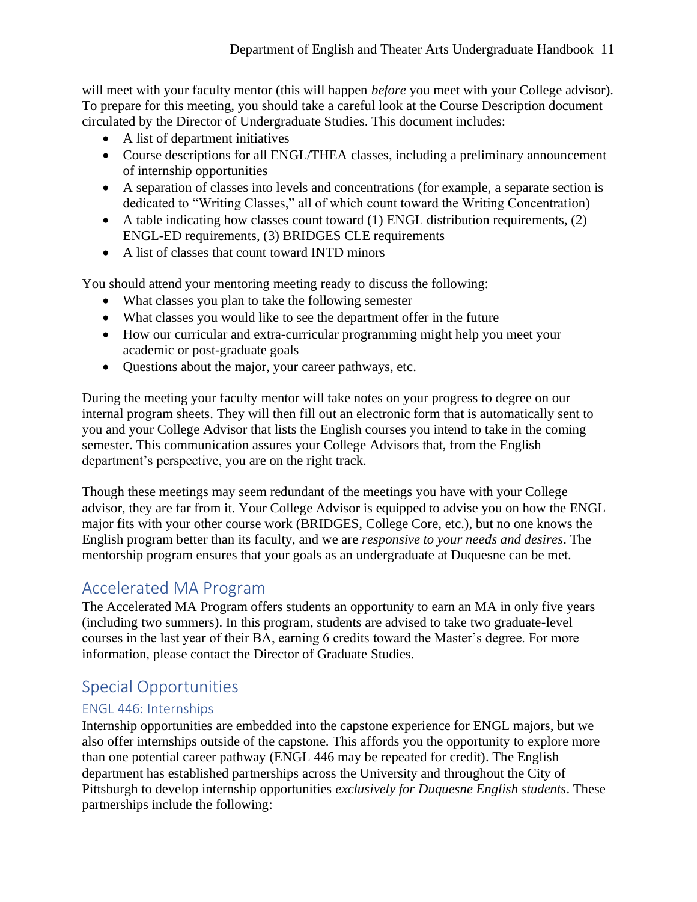will meet with your faculty mentor (this will happen *before* you meet with your College advisor). To prepare for this meeting, you should take a careful look at the Course Description document circulated by the Director of Undergraduate Studies. This document includes:

- A list of department initiatives
- Course descriptions for all ENGL/THEA classes, including a preliminary announcement of internship opportunities
- A separation of classes into levels and concentrations (for example, a separate section is dedicated to "Writing Classes," all of which count toward the Writing Concentration)
- A table indicating how classes count toward (1) ENGL distribution requirements, (2) ENGL-ED requirements, (3) BRIDGES CLE requirements
- A list of classes that count toward INTD minors

You should attend your mentoring meeting ready to discuss the following:

- What classes you plan to take the following semester
- What classes you would like to see the department offer in the future
- How our curricular and extra-curricular programming might help you meet your academic or post-graduate goals
- Questions about the major, your career pathways, etc.

During the meeting your faculty mentor will take notes on your progress to degree on our internal program sheets. They will then fill out an electronic form that is automatically sent to you and your College Advisor that lists the English courses you intend to take in the coming semester. This communication assures your College Advisors that, from the English department's perspective, you are on the right track.

Though these meetings may seem redundant of the meetings you have with your College advisor, they are far from it. Your College Advisor is equipped to advise you on how the ENGL major fits with your other course work (BRIDGES, College Core, etc.), but no one knows the English program better than its faculty, and we are *responsive to your needs and desires*. The mentorship program ensures that your goals as an undergraduate at Duquesne can be met.

## Accelerated MA Program

The Accelerated MA Program offers students an opportunity to earn an MA in only five years (including two summers). In this program, students are advised to take two graduate-level courses in the last year of their BA, earning 6 credits toward the Master's degree. For more information, please contact the Director of Graduate Studies.

## Special Opportunities

### ENGL 446: Internships

Internship opportunities are embedded into the capstone experience for ENGL majors, but we also offer internships outside of the capstone. This affords you the opportunity to explore more than one potential career pathway (ENGL 446 may be repeated for credit). The English department has established partnerships across the University and throughout the City of Pittsburgh to develop internship opportunities *exclusively for Duquesne English students*. These partnerships include the following: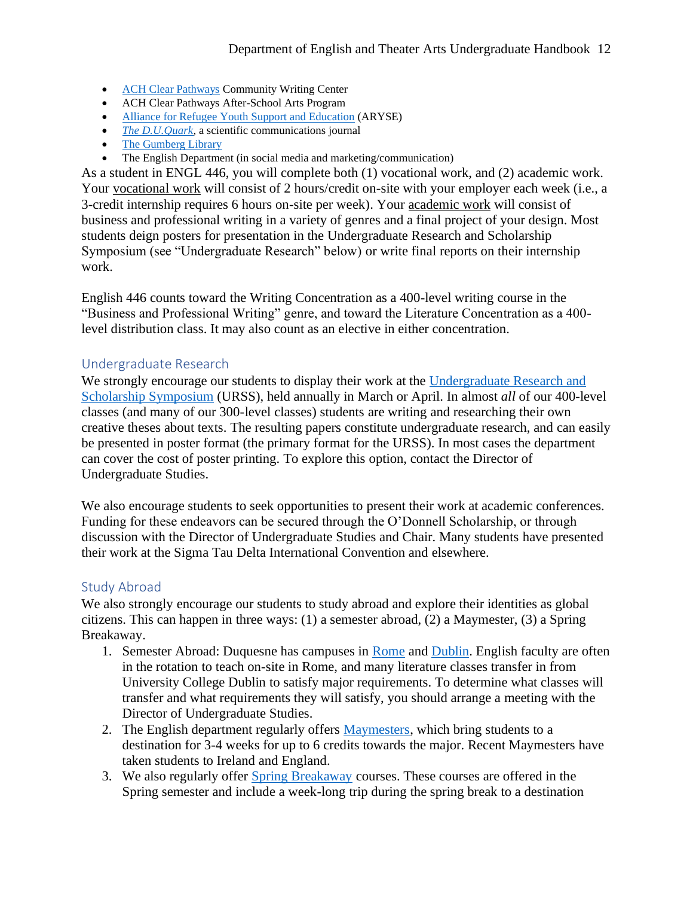- ACH Clear Pathways Community Writing Center
- ACH Clear Pathways After-School Arts Program
- Alliance for Refugee Youth Support and Education (ARYSE)
- *The D.U.Quark*, a scientific communications journal
- The Gumberg Library
- The English Department (in social media and marketing/communication)

As a student in ENGL 446, you will complete both (1) vocational work, and (2) academic work. Your vocational work will consist of 2 hours/credit on-site with your employer each week (i.e., a 3-credit internship requires 6 hours on-site per week). Your academic work will consist of business and professional writing in a variety of genres and a final project of your design. Most students deign posters for presentation in the Undergraduate Research and Scholarship Symposium (see "Undergraduate Research" below) or write final reports on their internship work.

English 446 counts toward the Writing Concentration as a 400-level writing course in the "Business and Professional Writing" genre, and toward the Literature Concentration as a 400-level distribution class. It may also count as an elective in either concentration.

## Undergraduate Research

We strongly encourage our students to display their work at the Undergraduate Research and Scholarship Symposium (URSS), held annually in March or April. In almost *all* of our 400-level classes (and many of our 300-level classes) students are writing and researching their own creative theses about texts. The resulting papers constitute undergraduate research, and can easily be presented in poster format (the primary format for the URSS). In most cases the department can cover the cost of poster printing. To explore this option, contact the Director of Undergraduate Studies.

We also encourage students to seek opportunities to present their work at academic conferences. Funding for these endeavors can be secured through the O'Donnell Scholarship, or through discussion with the Director of Undergraduate Studies and Chair. Many students have presented their work at the Sigma Tau Delta International Convention and elsewhere.

## Study Abroad

We also strongly encourage our students to study abroad and explore their identities as global citizens. This can happen in three ways: (1) a semester abroad, (2) a Maymester, (3) a Spring Breakaway.

1. Semester Abroad: Duquesne has campuses in Rome and Dublin. English faculty are often in the rotation to teach on-site in Rome, and many literature classes transfer in from University College Dublin to satisfy major requirements. To determine what classes will transfer and what requirements they will satisfy, you should arrange a meeting with the Director of Undergraduate Studies.
2. The English department regularly offers Maymesters, which bring students to a destination for 3-4 weeks for up to 6 credits towards the major. Recent Maymesters have taken students to Ireland and England.
3. We also regularly offer Spring Breakaway courses. These courses are offered in the Spring semester and include a week-long trip during the spring break to a destination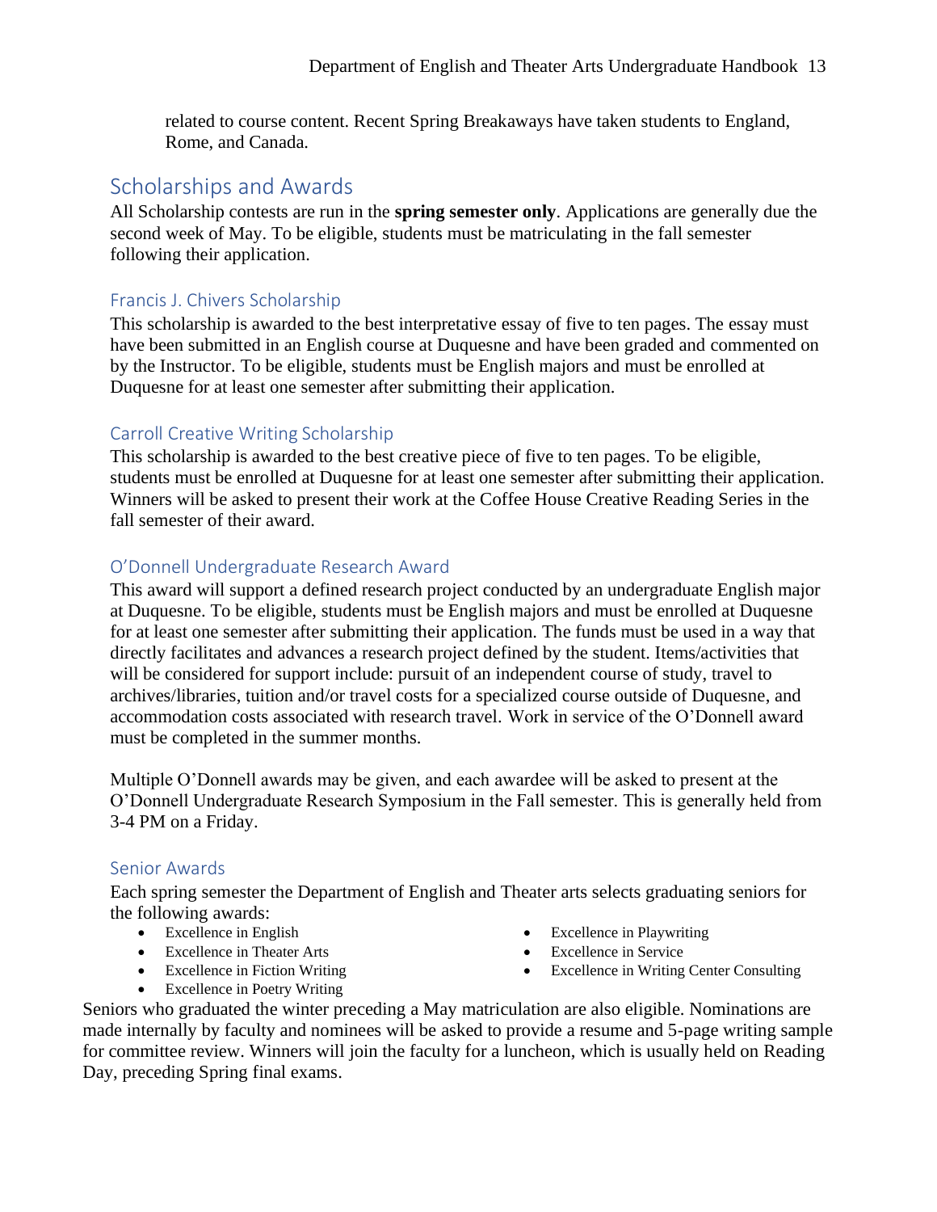related to course content. Recent Spring Breakaways have taken students to England, Rome, and Canada.

## Scholarships and Awards

All Scholarship contests are run in the **spring semester only**. Applications are generally due the second week of May. To be eligible, students must be matriculating in the fall semester following their application.

### Francis J. Chivers Scholarship

This scholarship is awarded to the best interpretative essay of five to ten pages. The essay must have been submitted in an English course at Duquesne and have been graded and commented on by the Instructor. To be eligible, students must be English majors and must be enrolled at Duquesne for at least one semester after submitting their application.

### Carroll Creative Writing Scholarship

This scholarship is awarded to the best creative piece of five to ten pages. To be eligible, students must be enrolled at Duquesne for at least one semester after submitting their application. Winners will be asked to present their work at the Coffee House Creative Reading Series in the fall semester of their award.

### O'Donnell Undergraduate Research Award

This award will support a defined research project conducted by an undergraduate English major at Duquesne. To be eligible, students must be English majors and must be enrolled at Duquesne for at least one semester after submitting their application. The funds must be used in a way that directly facilitates and advances a research project defined by the student. Items/activities that will be considered for support include: pursuit of an independent course of study, travel to archives/libraries, tuition and/or travel costs for a specialized course outside of Duquesne, and accommodation costs associated with research travel. Work in service of the O'Donnell award must be completed in the summer months.

Multiple O'Donnell awards may be given, and each awardee will be asked to present at the O'Donnell Undergraduate Research Symposium in the Fall semester. This is generally held from 3-4 PM on a Friday.

### Senior Awards

Each spring semester the Department of English and Theater arts selects graduating seniors for the following awards:

- Excellence in English
- Excellence in Theater Arts
- Excellence in Fiction Writing
- Excellence in Poetry Writing
- Excellence in Playwriting
- Excellence in Service
- Excellence in Writing Center Consulting

Seniors who graduated the winter preceding a May matriculation are also eligible. Nominations are made internally by faculty and nominees will be asked to provide a resume and 5-page writing sample for committee review. Winners will join the faculty for a luncheon, which is usually held on Reading Day, preceding Spring final exams.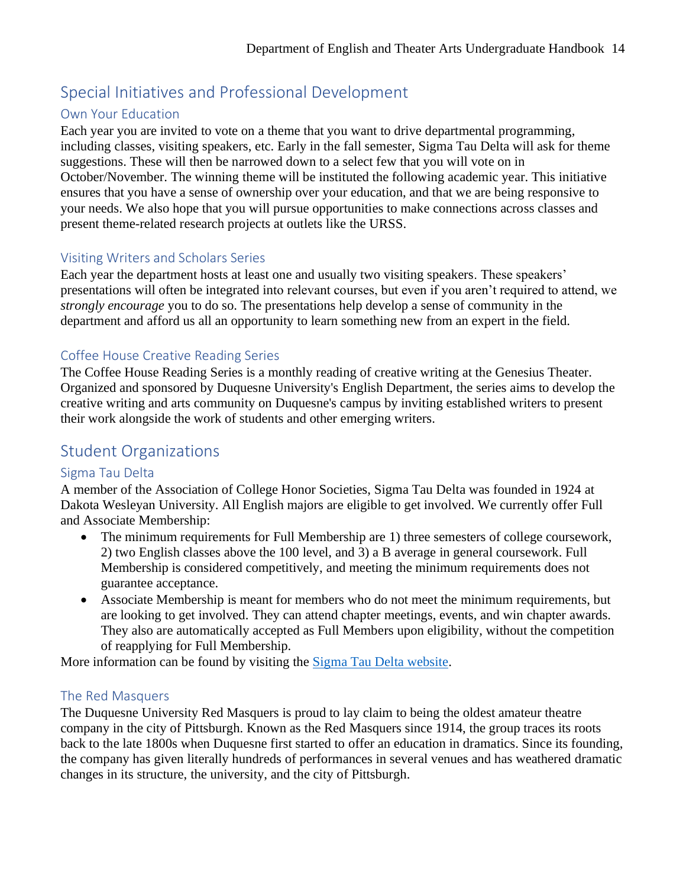## Special Initiatives and Professional Development

### Own Your Education

Each year you are invited to vote on a theme that you want to drive departmental programming, including classes, visiting speakers, etc. Early in the fall semester, Sigma Tau Delta will ask for theme suggestions. These will then be narrowed down to a select few that you will vote on in October/November. The winning theme will be instituted the following academic year. This initiative ensures that you have a sense of ownership over your education, and that we are being responsive to your needs. We also hope that you will pursue opportunities to make connections across classes and present theme-related research projects at outlets like the URSS.

### Visiting Writers and Scholars Series

Each year the department hosts at least one and usually two visiting speakers. These speakers' presentations will often be integrated into relevant courses, but even if you aren't required to attend, we *strongly encourage* you to do so. The presentations help develop a sense of community in the department and afford us all an opportunity to learn something new from an expert in the field.

### Coffee House Creative Reading Series

The Coffee House Reading Series is a monthly reading of creative writing at the Genesius Theater. Organized and sponsored by Duquesne University's English Department, the series aims to develop the creative writing and arts community on Duquesne's campus by inviting established writers to present their work alongside the work of students and other emerging writers.

## Student Organizations

### Sigma Tau Delta

A member of the Association of College Honor Societies, Sigma Tau Delta was founded in 1924 at Dakota Wesleyan University. All English majors are eligible to get involved. We currently offer Full and Associate Membership:

- The minimum requirements for Full Membership are 1) three semesters of college coursework, 2) two English classes above the 100 level, and 3) a B average in general coursework. Full Membership is considered competitively, and meeting the minimum requirements does not guarantee acceptance.
- Associate Membership is meant for members who do not meet the minimum requirements, but are looking to get involved. They can attend chapter meetings, events, and win chapter awards. They also are automatically accepted as Full Members upon eligibility, without the competition of reapplying for Full Membership.

More information can be found by visiting the Sigma Tau Delta website.

### The Red Masquers

The Duquesne University Red Masquers is proud to lay claim to being the oldest amateur theatre company in the city of Pittsburgh. Known as the Red Masquers since 1914, the group traces its roots back to the late 1800s when Duquesne first started to offer an education in dramatics. Since its founding, the company has given literally hundreds of performances in several venues and has weathered dramatic changes in its structure, the university, and the city of Pittsburgh.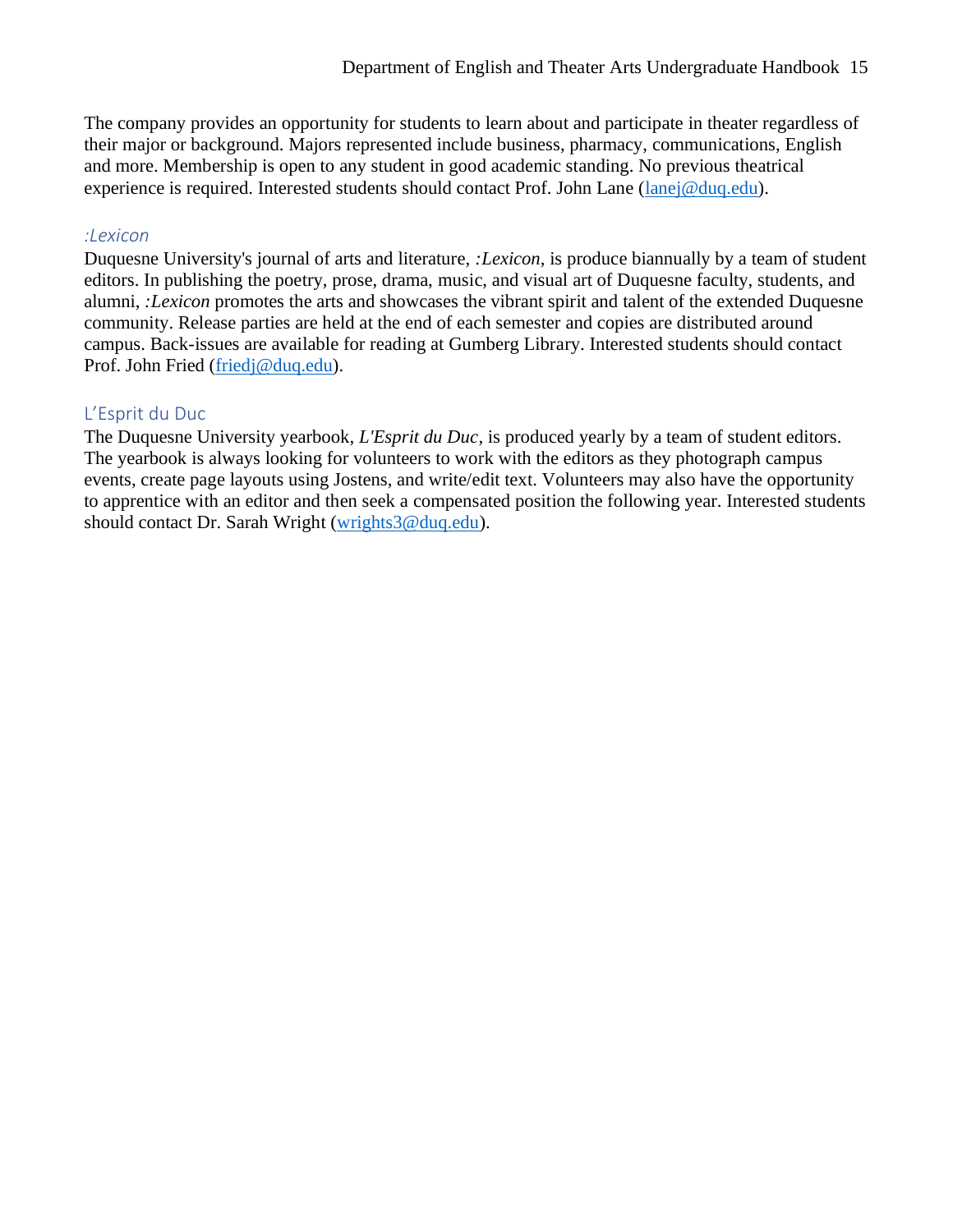The company provides an opportunity for students to learn about and participate in theater regardless of their major or background. Majors represented include business, pharmacy, communications, English and more. Membership is open to any student in good academic standing. No previous theatrical experience is required. Interested students should contact Prof. John Lane (lanej@duq.edu).

### *:Lexicon*

Duquesne University's journal of arts and literature, *:Lexicon*, is produce biannually by a team of student editors. In publishing the poetry, prose, drama, music, and visual art of Duquesne faculty, students, and alumni, *:Lexicon* promotes the arts and showcases the vibrant spirit and talent of the extended Duquesne community. Release parties are held at the end of each semester and copies are distributed around campus. Back-issues are available for reading at Gumberg Library. Interested students should contact Prof. John Fried (friedj@duq.edu).

### L'Esprit du Duc

The Duquesne University yearbook, *L'Esprit du Duc*, is produced yearly by a team of student editors. The yearbook is always looking for volunteers to work with the editors as they photograph campus events, create page layouts using Jostens, and write/edit text. Volunteers may also have the opportunity to apprentice with an editor and then seek a compensated position the following year. Interested students should contact Dr. Sarah Wright (wrights3@duq.edu).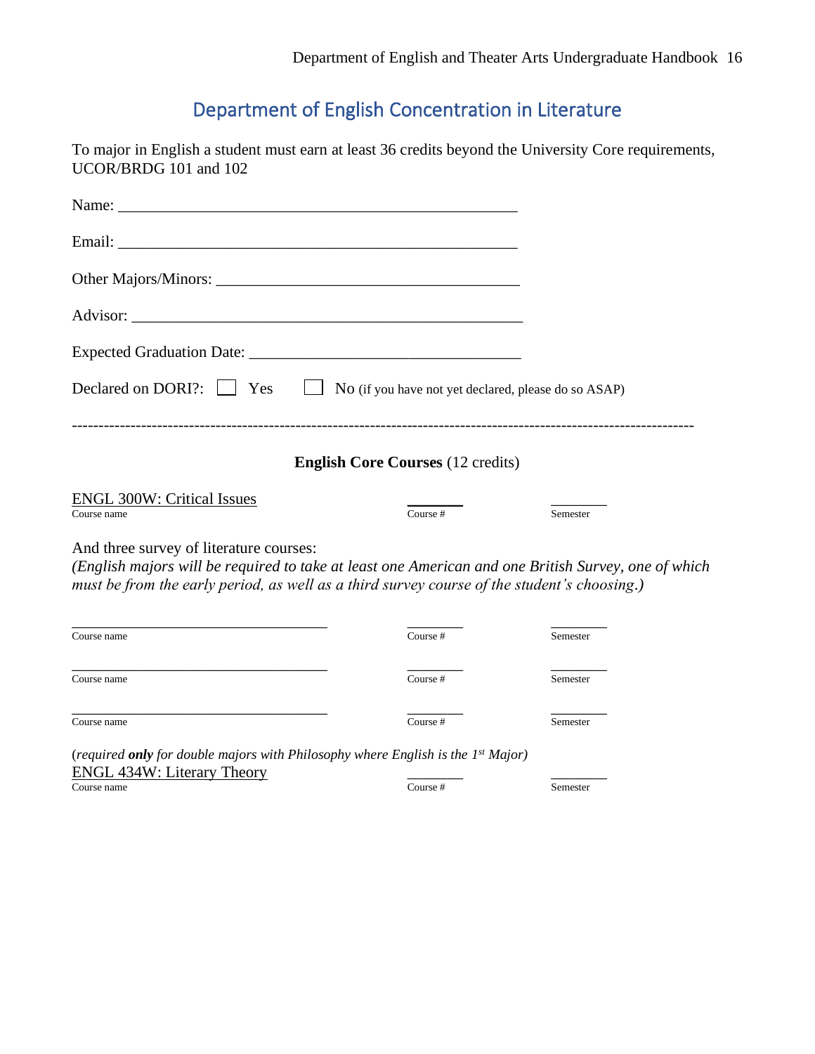# Department of English Concentration in Literature

To major in English a student must earn at least 36 credits beyond the University Core requirements, UCOR/BRDG 101 and 102

Name: ____________________________________________________

Email: ____________________________________________________

Other Majors/Minors: _______________________________________

Advisor: ___________________________________________________

Expected Graduation Date: ___________________________________

Declared on DORI?: ☐ Yes ☐ No (if you have not yet declared, please do so ASAP)

---

**English Core Courses** (12 credits)

| Course name | Course # | Semester |
|---|---|---|
| ENGL 300W: Critical Issues | _______ | ________ |

And three survey of literature courses:

*(English majors will be required to take at least one American and one British Survey, one of which must be from the early period, as well as a third survey course of the student's choosing.)*

| Course name | Course # | Semester |
|---|---|---|
| ___________________________________ | ________ | ________ |
| ___________________________________ | ________ | ________ |
| ___________________________________ | ________ | ________ |

(*required **only** for double majors with Philosophy where English is the 1st Major*)

| Course name | Course # | Semester |
|---|---|---|
| ENGL 434W: Literary Theory | ________ | ________ |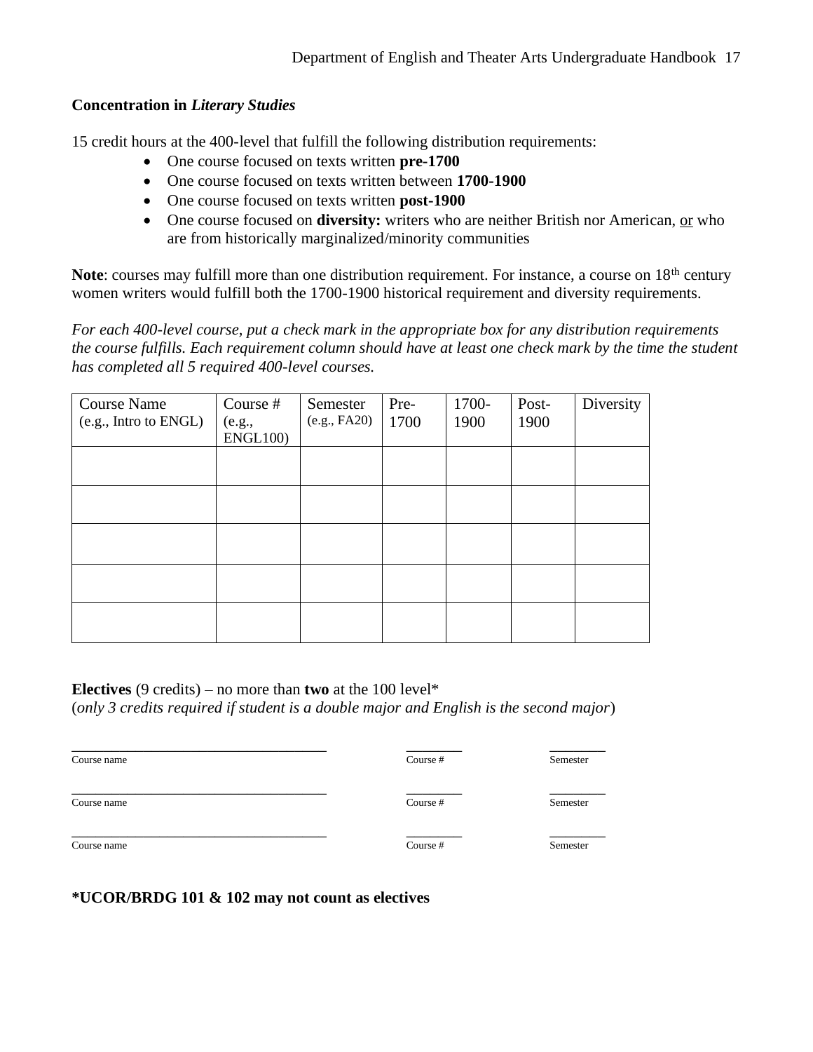**Concentration in *Literary Studies***

15 credit hours at the 400-level that fulfill the following distribution requirements:

- One course focused on texts written **pre-1700**
- One course focused on texts written between **1700-1900**
- One course focused on texts written **post-1900**
- One course focused on **diversity:** writers who are neither British nor American, <u>or</u> who are from historically marginalized/minority communities

**Note**: courses may fulfill more than one distribution requirement. For instance, a course on 18th century women writers would fulfill both the 1700-1900 historical requirement and diversity requirements.

*For each 400-level course, put a check mark in the appropriate box for any distribution requirements the course fulfills. Each requirement column should have at least one check mark by the time the student has completed all 5 required 400-level courses.*

| Course Name (e.g., Intro to ENGL) | Course # (e.g., ENGL100) | Semester (e.g., FA20) | Pre-1700 | 1700-1900 | Post-1900 | Diversity |
|---|---|---|---|---|---|---|
| | | | | | | |
| | | | | | | |
| | | | | | | |
| | | | | | | |
| | | | | | | |

**Electives** (9 credits) – no more than **two** at the 100 level*
(*only 3 credits required if student is a double major and English is the second major*)

\_\_\_\_\_\_\_\_\_\_\_\_\_\_\_\_\_\_\_\_\_\_\_\_\_\_\_\_\_\_\_\_\_\_\_\_ \_\_\_\_\_\_\_\_ \_\_\_\_\_\_\_\_
Course name Course # Semester

\_\_\_\_\_\_\_\_\_\_\_\_\_\_\_\_\_\_\_\_\_\_\_\_\_\_\_\_\_\_\_\_\_\_\_\_ \_\_\_\_\_\_\_\_ \_\_\_\_\_\_\_\_
Course name Course # Semester

\_\_\_\_\_\_\_\_\_\_\_\_\_\_\_\_\_\_\_\_\_\_\_\_\_\_\_\_\_\_\_\_\_\_\_\_ \_\_\_\_\_\_\_\_ \_\_\_\_\_\_\_\_
Course name Course # Semester

**\*UCOR/BRDG 101 & 102 may not count as electives**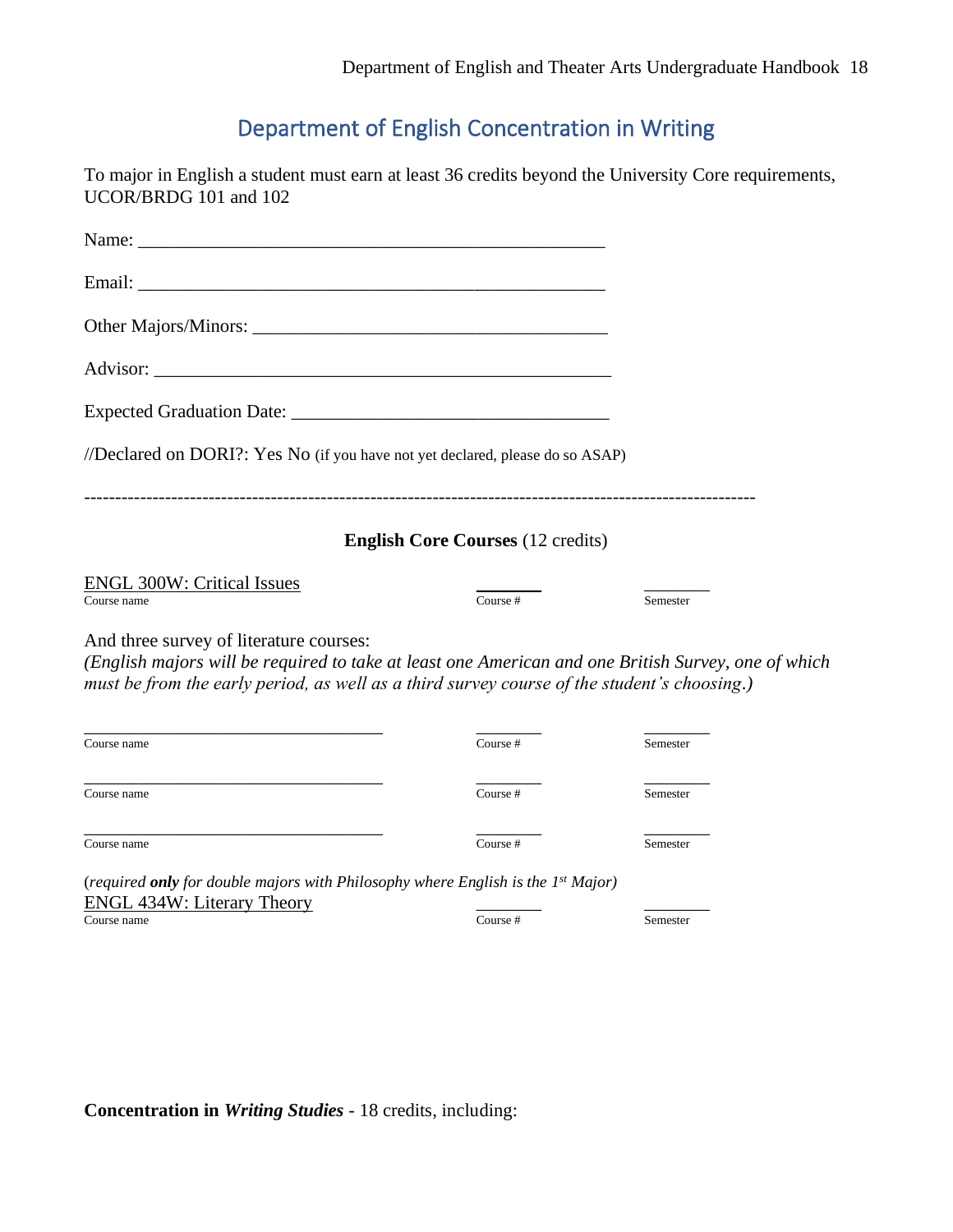## Department of English Concentration in Writing

To major in English a student must earn at least 36 credits beyond the University Core requirements, UCOR/BRDG 101 and 102

Name: ___________________________________________________

Email: ___________________________________________________

Other Majors/Minors: _______________________________________

Advisor: __________________________________________________

Expected Graduation Date: ___________________________________

//Declared on DORI?: Yes No (if you have not yet declared, please do so ASAP)

---

**English Core Courses** (12 credits)

| Course name | Course # | Semester |
|---|---|---|
| ENGL 300W: Critical Issues | _______ | ________ |

And three survey of literature courses:
*(English majors will be required to take at least one American and one British Survey, one of which must be from the early period, as well as a third survey course of the student's choosing.)*

| Course name | Course # | Semester |
|---|---|---|
| ___________________________________ | ________ | ________ |
| ___________________________________ | ________ | ________ |
| ___________________________________ | ________ | ________ |

(*required **only** for double majors with Philosophy where English is the 1st Major*)

| Course name | Course # | Semester |
|---|---|---|
| ENGL 434W: Literary Theory | ________ | ________ |

**Concentration in *Writing Studies*** - 18 credits, including: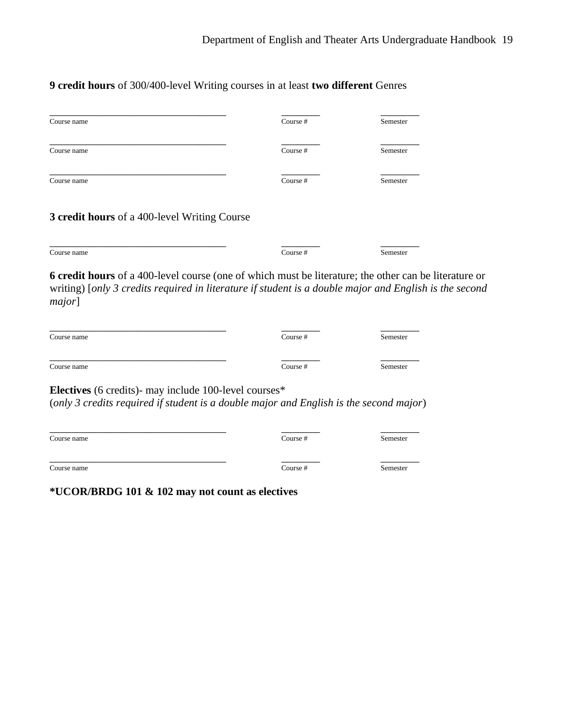**9 credit hours** of 300/400-level Writing courses in at least **two different** Genres

_____________________________________ ________ ________
Course name Course # Semester

_____________________________________ ________ ________
Course name Course # Semester

_____________________________________ ________ ________
Course name Course # Semester

**3 credit hours** of a 400-level Writing Course

_____________________________________ ________ ________
Course name Course # Semester

**6 credit hours** of a 400-level course (one of which must be literature; the other can be literature or writing) [*only 3 credits required in literature if student is a double major and English is the second major*]

_____________________________________ ________ ________
Course name Course # Semester

_____________________________________ ________ ________
Course name Course # Semester

**Electives** (6 credits)- may include 100-level courses*
(*only 3 credits required if student is a double major and English is the second major*)

_____________________________________ ________ ________
Course name Course # Semester

_____________________________________ ________ ________
Course name Course # Semester

**\*UCOR/BRDG 101 & 102 may not count as electives**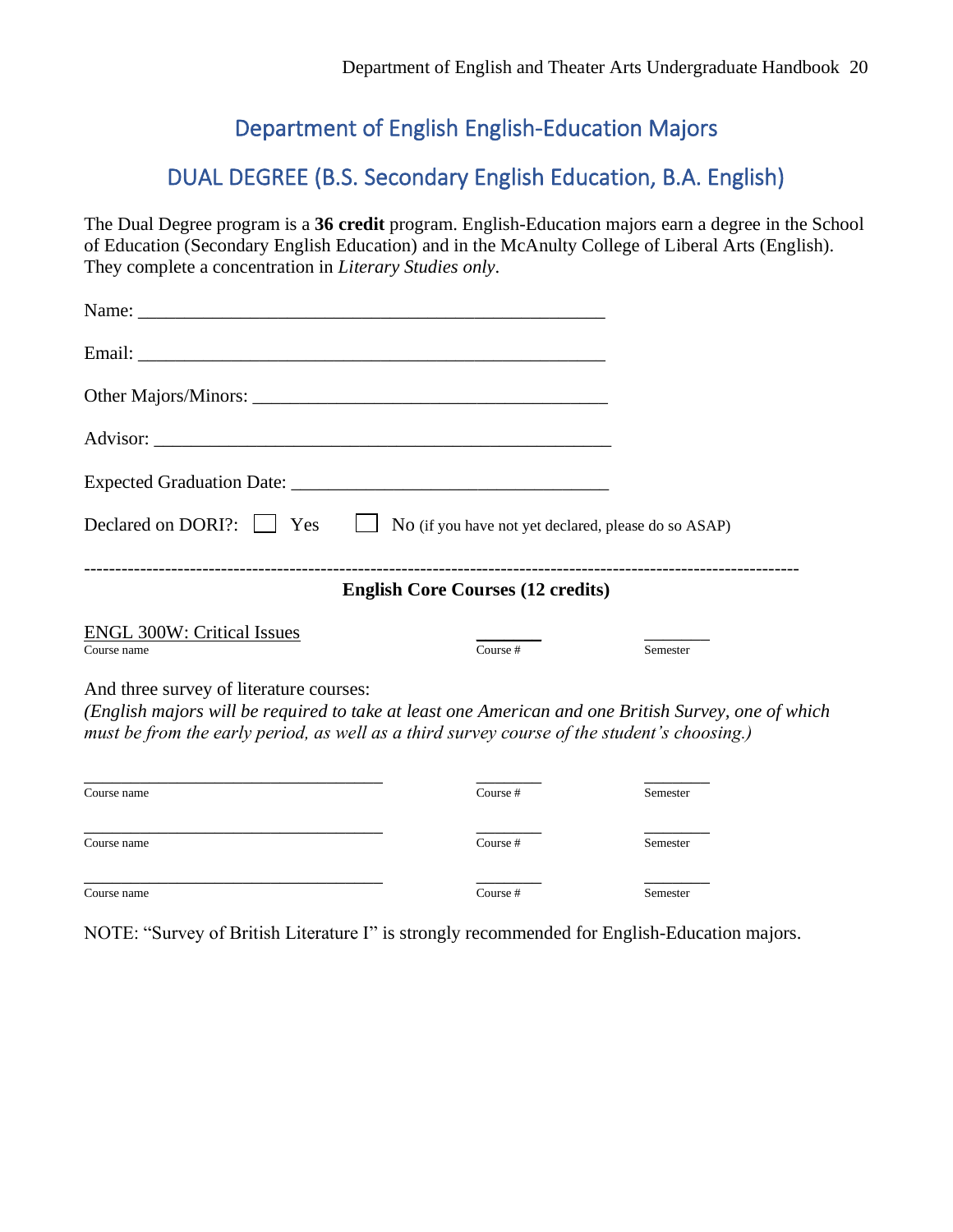## Department of English English-Education Majors

## DUAL DEGREE (B.S. Secondary English Education, B.A. English)

The Dual Degree program is a **36 credit** program. English-Education majors earn a degree in the School of Education (Secondary English Education) and in the McAnulty College of Liberal Arts (English). They complete a concentration in *Literary Studies only*.

Name: ___________________________________________________

Email: ___________________________________________________

Other Majors/Minors: ______________________________________

Advisor: __________________________________________________

Expected Graduation Date: __________________________________

Declared on DORI?: ☐ Yes ☐ No (if you have not yet declared, please do so ASAP)

---

**English Core Courses (12 credits)**

| Course name | Course # | Semester |
|---|---|---|
| ENGL 300W: Critical Issues | _______ | _______ |

And three survey of literature courses:
*(English majors will be required to take at least one American and one British Survey, one of which must be from the early period, as well as a third survey course of the student's choosing.)*

| Course name | Course # | Semester |
|---|---|---|
| _______________ | _______ | _______ |
| _______________ | _______ | _______ |
| _______________ | _______ | _______ |

NOTE: "Survey of British Literature I" is strongly recommended for English-Education majors.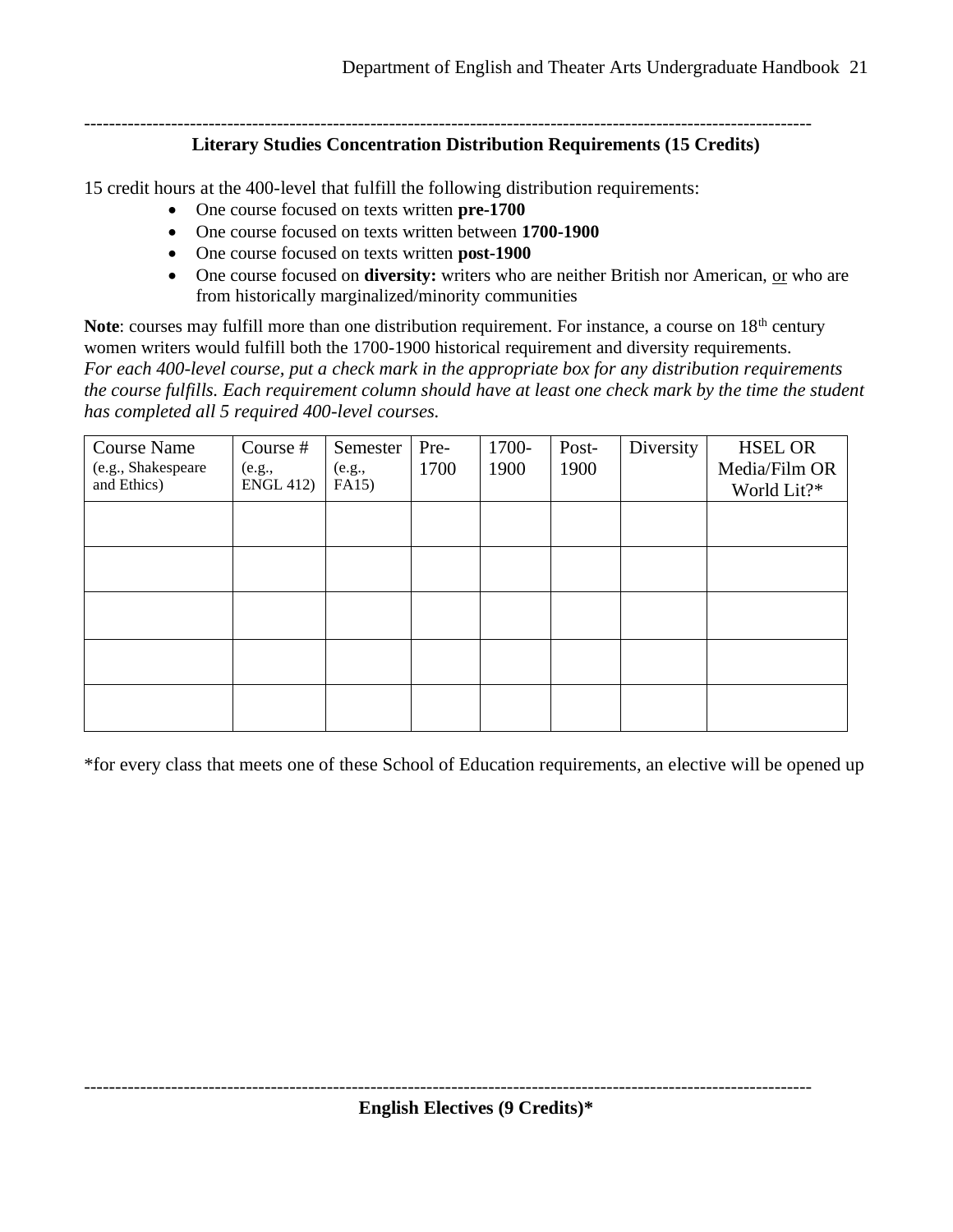---

## Literary Studies Concentration Distribution Requirements (15 Credits)

15 credit hours at the 400-level that fulfill the following distribution requirements:

- One course focused on texts written **pre-1700**
- One course focused on texts written between **1700-1900**
- One course focused on texts written **post-1900**
- One course focused on **diversity:** writers who are neither British nor American, or who are from historically marginalized/minority communities

**Note**: courses may fulfill more than one distribution requirement. For instance, a course on 18th century women writers would fulfill both the 1700-1900 historical requirement and diversity requirements.
*For each 400-level course, put a check mark in the appropriate box for any distribution requirements the course fulfills. Each requirement column should have at least one check mark by the time the student has completed all 5 required 400-level courses.*

| Course Name (e.g., Shakespeare and Ethics) | Course # (e.g., ENGL 412) | Semester (e.g., FA15) | Pre-1700 | 1700-1900 | Post-1900 | Diversity | HSEL OR Media/Film OR World Lit?* |
|---|---|---|---|---|---|---|---|
| | | | | | | | |
| | | | | | | | |
| | | | | | | | |
| | | | | | | | |
| | | | | | | | |

*for every class that meets one of these School of Education requirements, an elective will be opened up

---

## English Electives (9 Credits)*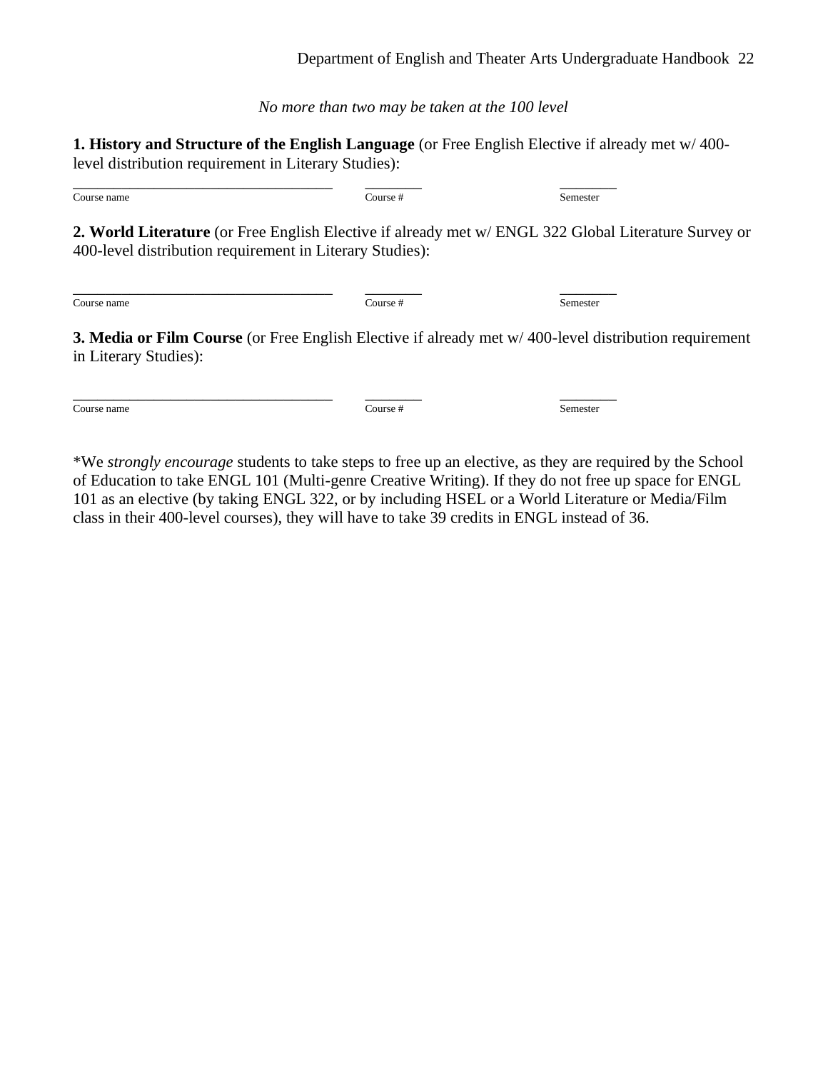*No more than two may be taken at the 100 level*

**1. History and Structure of the English Language** (or Free English Elective if already met w/ 400-level distribution requirement in Literary Studies):

| Course name | Course # | Semester |
| --- | --- | --- |
| ___________________________________ | ________ | ________ |

**2. World Literature** (or Free English Elective if already met w/ ENGL 322 Global Literature Survey or 400-level distribution requirement in Literary Studies):

| Course name | Course # | Semester |
| --- | --- | --- |
| ___________________________________ | ________ | ________ |

**3. Media or Film Course** (or Free English Elective if already met w/ 400-level distribution requirement in Literary Studies):

| Course name | Course # | Semester |
| --- | --- | --- |
| ___________________________________ | ________ | ________ |

*We *strongly encourage* students to take steps to free up an elective, as they are required by the School of Education to take ENGL 101 (Multi-genre Creative Writing). If they do not free up space for ENGL 101 as an elective (by taking ENGL 322, or by including HSEL or a World Literature or Media/Film class in their 400-level courses), they will have to take 39 credits in ENGL instead of 36.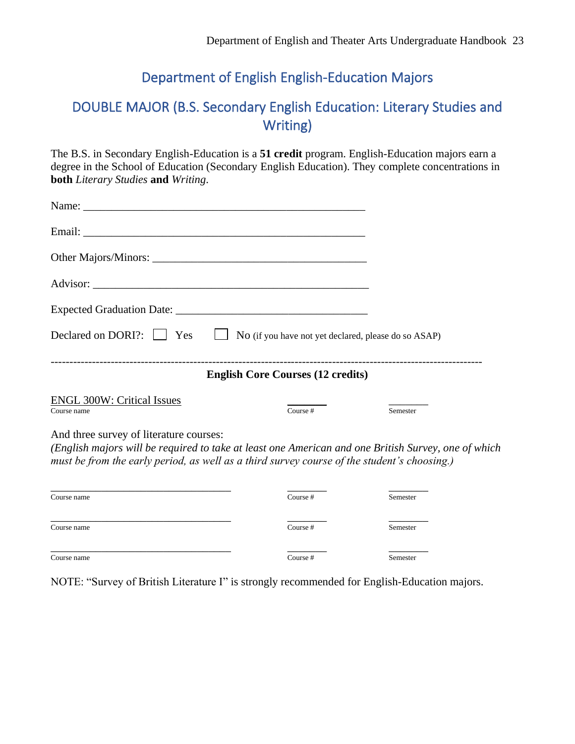## Department of English English-Education Majors

## DOUBLE MAJOR (B.S. Secondary English Education: Literary Studies and Writing)

The B.S. in Secondary English-Education is a **51 credit** program. English-Education majors earn a degree in the School of Education (Secondary English Education). They complete concentrations in **both** *Literary Studies* **and** *Writing*.

Name: ___________________________________________________

Email: ___________________________________________________

Other Majors/Minors: _______________________________________

Advisor: __________________________________________________

Expected Graduation Date: ___________________________________

Declared on DORI?: ☐ Yes ☐ No (if you have not yet declared, please do so ASAP)

---

**English Core Courses (12 credits)**

| Course name | Course # | Semester |
|---|---|---|
| ENGL 300W: Critical Issues | _______ | _______ |

And three survey of literature courses:
*(English majors will be required to take at least one American and one British Survey, one of which must be from the early period, as well as a third survey course of the student's choosing.)*

| Course name | Course # | Semester |
|---|---|---|
| ________________________________ | _______ | _______ |
| ________________________________ | _______ | _______ |
| ________________________________ | _______ | _______ |

NOTE: "Survey of British Literature I" is strongly recommended for English-Education majors.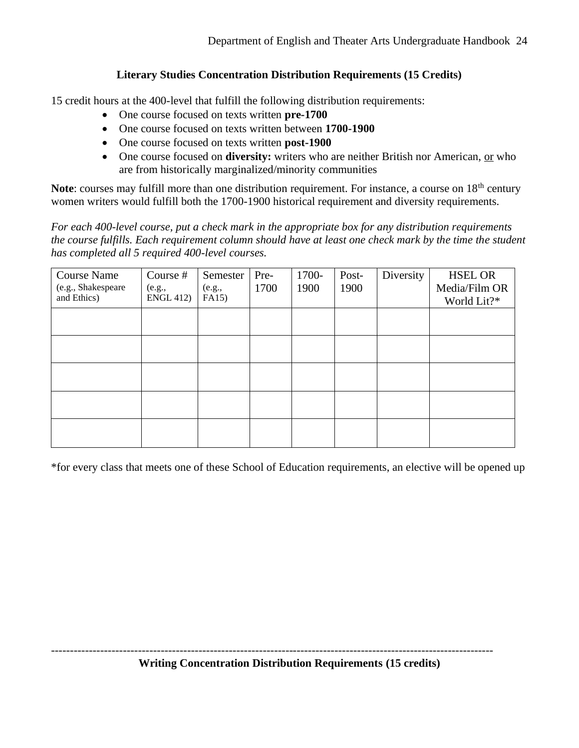### Literary Studies Concentration Distribution Requirements (15 Credits)

15 credit hours at the 400-level that fulfill the following distribution requirements:

- One course focused on texts written **pre-1700**
- One course focused on texts written between **1700-1900**
- One course focused on texts written **post-1900**
- One course focused on **diversity:** writers who are neither British nor American, or who are from historically marginalized/minority communities

**Note**: courses may fulfill more than one distribution requirement. For instance, a course on 18th century women writers would fulfill both the 1700-1900 historical requirement and diversity requirements.

*For each 400-level course, put a check mark in the appropriate box for any distribution requirements the course fulfills. Each requirement column should have at least one check mark by the time the student has completed all 5 required 400-level courses.*

| Course Name (e.g., Shakespeare and Ethics) | Course # (e.g., ENGL 412) | Semester (e.g., FA15) | Pre-1700 | 1700-1900 | Post-1900 | Diversity | HSEL OR Media/Film OR World Lit?* |
|---|---|---|---|---|---|---|---|
| | | | | | | | |
| | | | | | | | |
| | | | | | | | |
| | | | | | | | |
| | | | | | | | |

*for every class that meets one of these School of Education requirements, an elective will be opened up

---

### Writing Concentration Distribution Requirements (15 credits)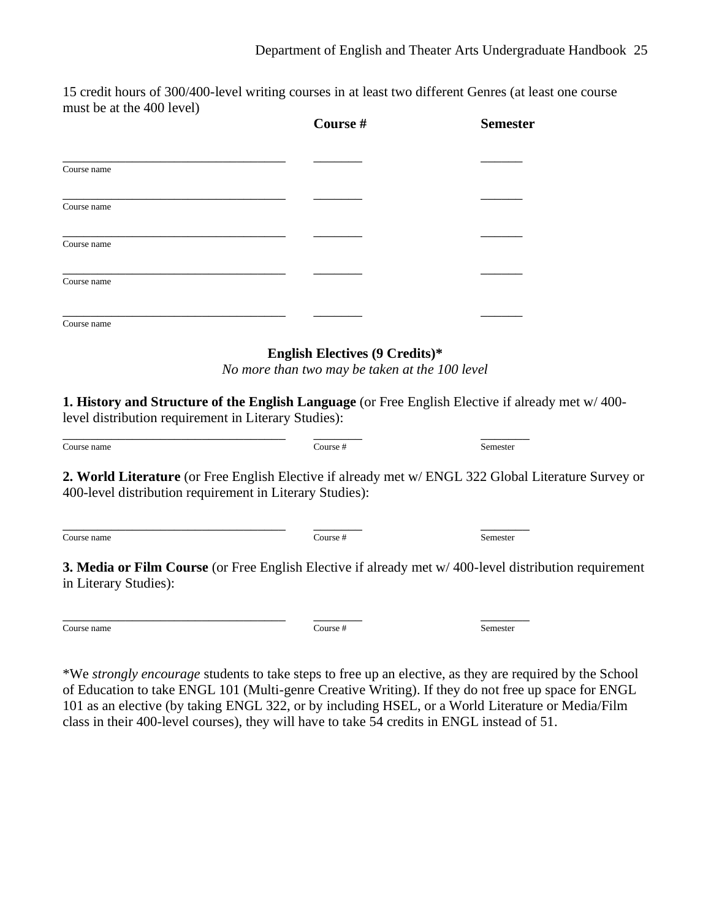15 credit hours of 300/400-level writing courses in at least two different Genres (at least one course must be at the 400 level)

| | **Course #** | **Semester** |
|---|---|---|
| ________________________________ | _______ | _______ |
| Course name | | |
| ________________________________ | _______ | _______ |
| Course name | | |
| ________________________________ | _______ | _______ |
| Course name | | |
| ________________________________ | _______ | _______ |
| Course name | | |
| ________________________________ | _______ | _______ |
| Course name | | |

**English Electives (9 Credits)***

*No more than two may be taken at the 100 level*

**1. History and Structure of the English Language** (or Free English Elective if already met w/ 400-level distribution requirement in Literary Studies):

| | | |
|---|---|---|
| ________________________________ | _______ | _______ |
| Course name | Course # | Semester |

**2. World Literature** (or Free English Elective if already met w/ ENGL 322 Global Literature Survey or 400-level distribution requirement in Literary Studies):

| | | |
|---|---|---|
| ________________________________ | _______ | _______ |
| Course name | Course # | Semester |

**3. Media or Film Course** (or Free English Elective if already met w/ 400-level distribution requirement in Literary Studies):

| | | |
|---|---|---|
| ________________________________ | _______ | _______ |
| Course name | Course # | Semester |

*We *strongly encourage* students to take steps to free up an elective, as they are required by the School of Education to take ENGL 101 (Multi-genre Creative Writing). If they do not free up space for ENGL 101 as an elective (by taking ENGL 322, or by including HSEL, or a World Literature or Media/Film class in their 400-level courses), they will have to take 54 credits in ENGL instead of 51.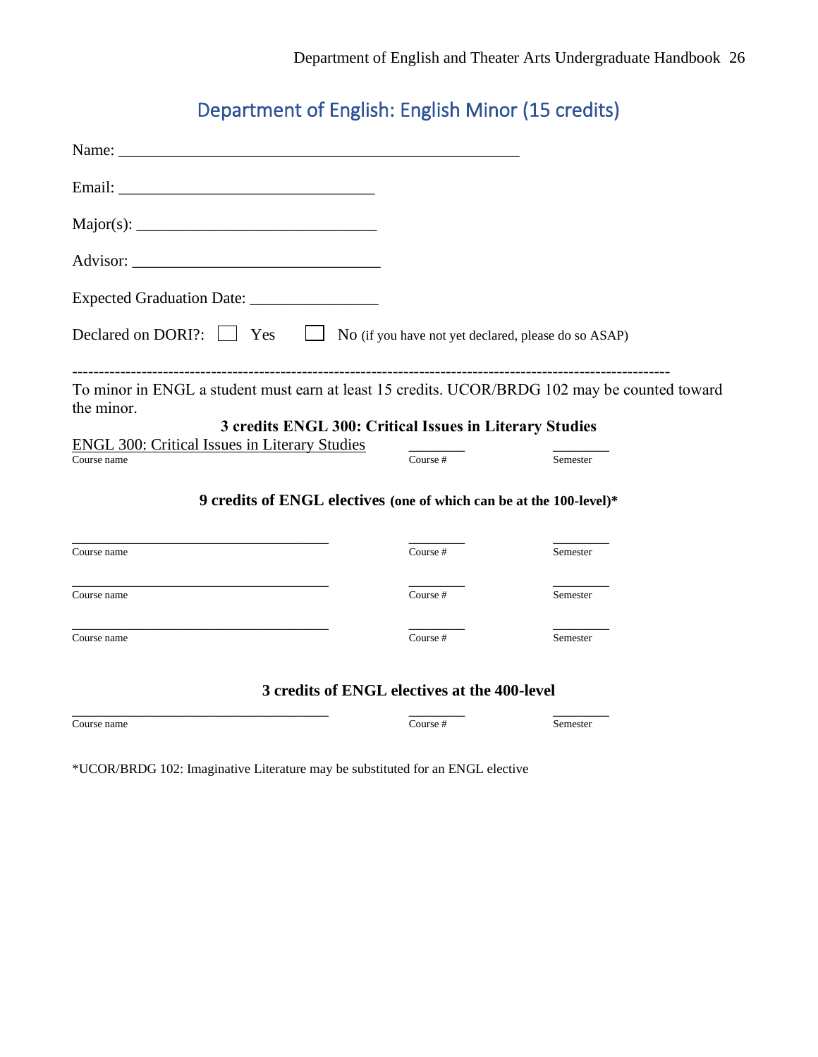# Department of English: English Minor (15 credits)

Name: ____________________________________________________

Email: _________________________________

Major(s): _______________________________

Advisor: ________________________________

Expected Graduation Date: ________________

Declared on DORI?: ☐ Yes ☐ No (if you have not yet declared, please do so ASAP)

---

To minor in ENGL a student must earn at least 15 credits. UCOR/BRDG 102 may be counted toward the minor.

**3 credits ENGL 300: Critical Issues in Literary Studies**

| Course name | Course # | Semester |
|---|---|---|
| ENGL 300: Critical Issues in Literary Studies | _______ | _______ |

**9 credits of ENGL electives (one of which can be at the 100-level)***

| Course name | Course # | Semester |
|---|---|---|
| ___________________________________ | _______ | _______ |
| ___________________________________ | _______ | _______ |
| ___________________________________ | _______ | _______ |

**3 credits of ENGL electives at the 400-level**

| Course name | Course # | Semester |
|---|---|---|
| ___________________________________ | _______ | _______ |

*UCOR/BRDG 102: Imaginative Literature may be substituted for an ENGL elective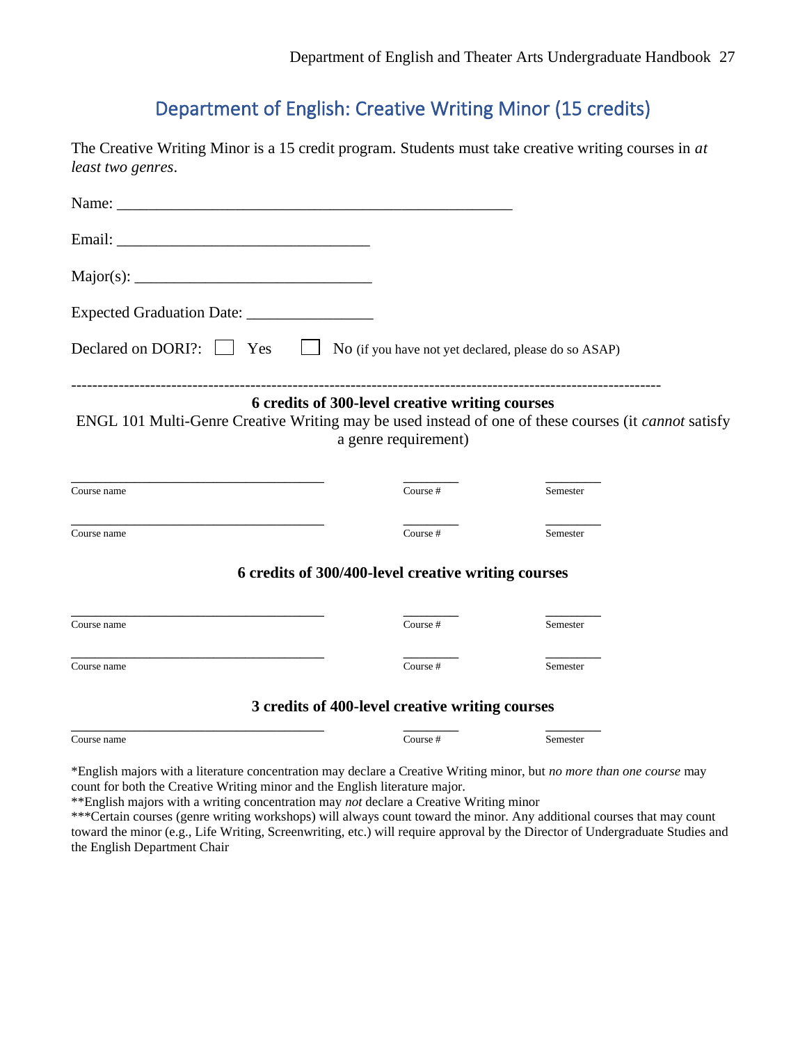## Department of English: Creative Writing Minor (15 credits)

The Creative Writing Minor is a 15 credit program. Students must take creative writing courses in *at least two genres*.

Name: ___________________________________________________

Email: ________________________________

Major(s): ______________________________

Expected Graduation Date: ________________

Declared on DORI?: ☐ Yes ☐ No (if you have not yet declared, please do so ASAP)

------------------------------------------------------------------------------------------------------------

**6 credits of 300-level creative writing courses**

ENGL 101 Multi-Genre Creative Writing may be used instead of one of these courses (it *cannot* satisfy a genre requirement)

| Course name | Course # | Semester |
| --- | --- | --- |
| ________________________________ | _______ | _______ |
| ________________________________ | _______ | _______ |

**6 credits of 300/400-level creative writing courses**

| Course name | Course # | Semester |
| --- | --- | --- |
| ________________________________ | _______ | _______ |
| ________________________________ | _______ | _______ |

**3 credits of 400-level creative writing courses**

| Course name | Course # | Semester |
| --- | --- | --- |
| ________________________________ | _______ | _______ |

*English majors with a literature concentration may declare a Creative Writing minor, but *no more than one course* may count for both the Creative Writing minor and the English literature major.

**English majors with a writing concentration may *not* declare a Creative Writing minor

***Certain courses (genre writing workshops) will always count toward the minor. Any additional courses that may count toward the minor (e.g., Life Writing, Screenwriting, etc.) will require approval by the Director of Undergraduate Studies and the English Department Chair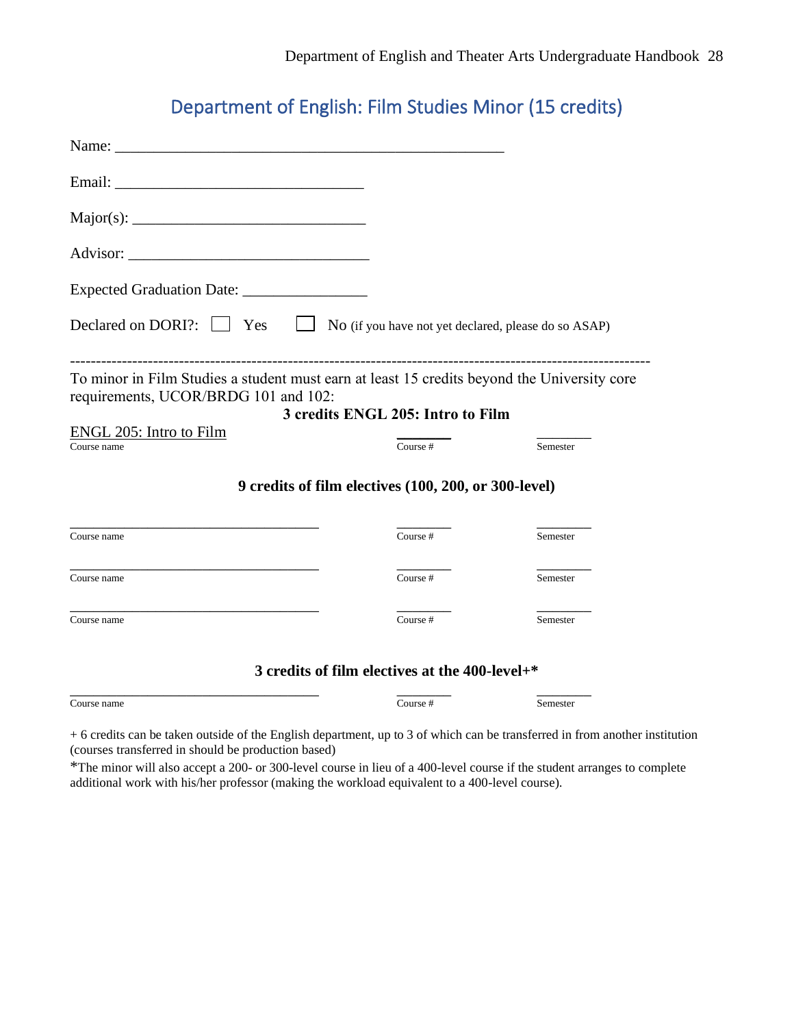# Department of English: Film Studies Minor (15 credits)

Name: ___________________________________________________

Email: ________________________________

Major(s): ______________________________

Advisor: _______________________________

Expected Graduation Date: ________________

Declared on DORI?: ☐ Yes ☐ No (if you have not yet declared, please do so ASAP)

---

To minor in Film Studies a student must earn at least 15 credits beyond the University core requirements, UCOR/BRDG 101 and 102:

**3 credits ENGL 205: Intro to Film**

| Course name | Course # | Semester |
|---|---|---|
| ENGL 205: Intro to Film | _______ | ________ |

**9 credits of film electives (100, 200, or 300-level)**

| Course name | Course # | Semester |
|---|---|---|
| ________________________________ | ________ | ________ |
| ________________________________ | ________ | ________ |
| ________________________________ | ________ | ________ |

**3 credits of film electives at the 400-level+***

| Course name | Course # | Semester |
|---|---|---|
| ________________________________ | ________ | ________ |

+ 6 credits can be taken outside of the English department, up to 3 of which can be transferred in from another institution (courses transferred in should be production based)

*The minor will also accept a 200- or 300-level course in lieu of a 400-level course if the student arranges to complete additional work with his/her professor (making the workload equivalent to a 400-level course).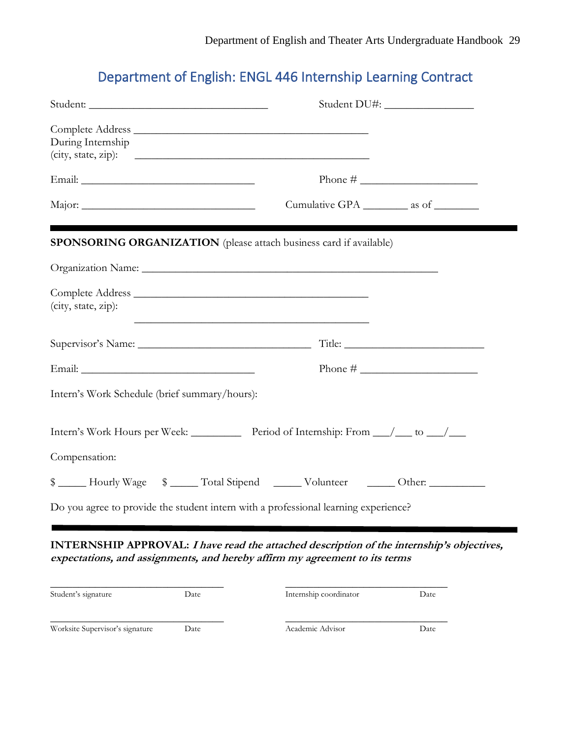# Department of English: ENGL 446 Internship Learning Contract

Student: ________________________________ Student DU#: ________________

Complete Address ________________________________________
During Internship
(city, state, zip): ________________________________________

Email: ______________________________ Phone # _____________________

Major: ______________________________ Cumulative GPA ________ as of ________

---

**SPONSORING ORGANIZATION** (please attach business card if available)

Organization Name: ____________________________________________________

Complete Address ________________________________________
(city, state, zip):
________________________________________

Supervisor's Name: ______________________________ Title: _________________________

Email: ______________________________ Phone # _____________________

Intern's Work Schedule (brief summary/hours):

Intern's Work Hours per Week: _________ Period of Internship: From ___/___ to ___/___

Compensation:

$ _____ Hourly Wage $ _____ Total Stipend _____ Volunteer _____ Other: __________

Do you agree to provide the student intern with a professional learning experience?

---

**INTERNSHIP APPROVAL:** ***I have read the attached description of the internship's objectives, expectations, and assignments, and hereby affirm my agreement to its terms***

______________________________ ______________________________
Student's signature Date Internship coordinator Date

______________________________ ______________________________
Worksite Supervisor's signature Date Academic Advisor Date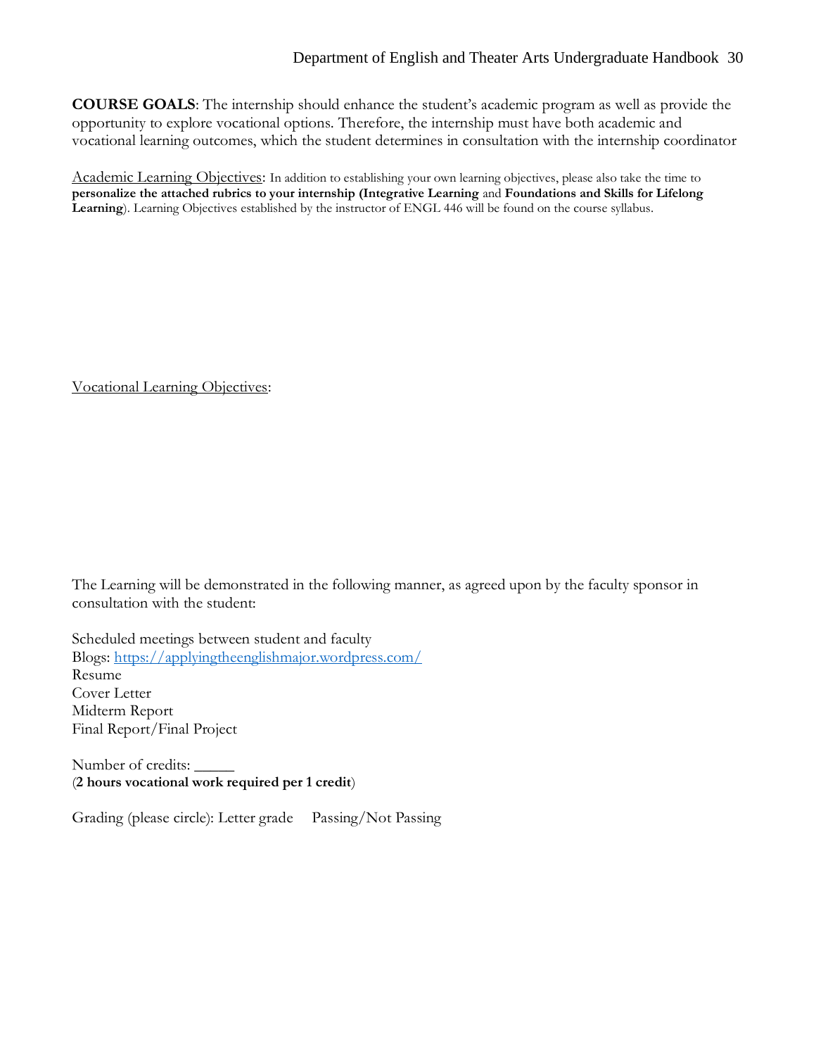**COURSE GOALS**: The internship should enhance the student's academic program as well as provide the opportunity to explore vocational options. Therefore, the internship must have both academic and vocational learning outcomes, which the student determines in consultation with the internship coordinator

<u>Academic Learning Objectives</u>: In addition to establishing your own learning objectives, please also take the time to **personalize the attached rubrics to your internship (Integrative Learning** and **Foundations and Skills for Lifelong Learning**). Learning Objectives established by the instructor of ENGL 446 will be found on the course syllabus.

<u>Vocational Learning Objectives</u>:

The Learning will be demonstrated in the following manner, as agreed upon by the faculty sponsor in consultation with the student:

Scheduled meetings between student and faculty
Blogs: https://applyingtheenglishmajor.wordpress.com/
Resume
Cover Letter
Midterm Report
Final Report/Final Project

Number of credits: _____
(**2 hours vocational work required per 1 credit**)

Grading (please circle): Letter grade     Passing/Not Passing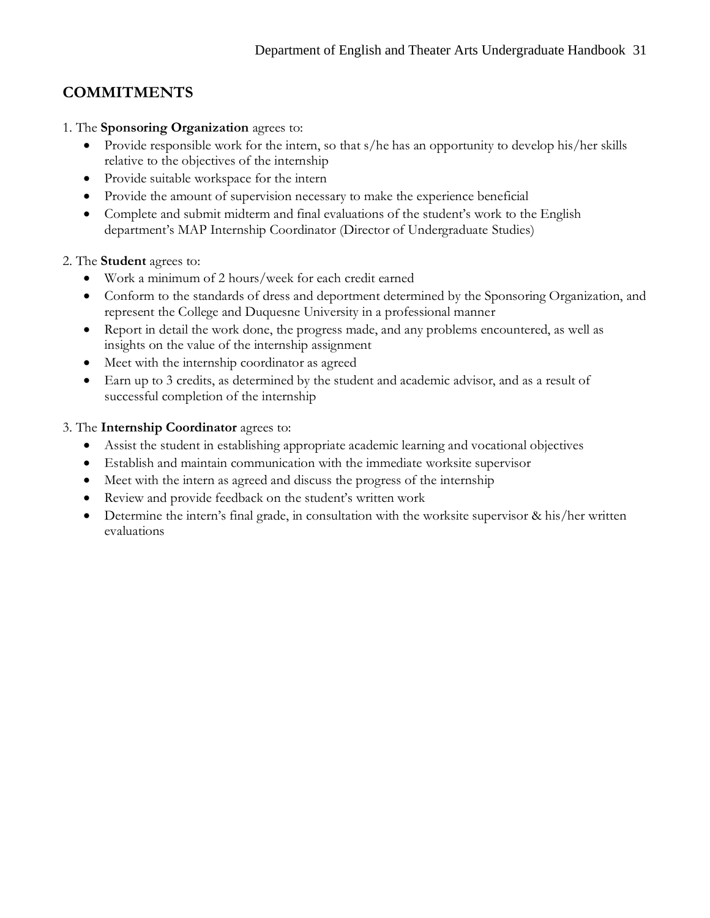## COMMITMENTS

1. The **Sponsoring Organization** agrees to:
    - Provide responsible work for the intern, so that s/he has an opportunity to develop his/her skills relative to the objectives of the internship
    - Provide suitable workspace for the intern
    - Provide the amount of supervision necessary to make the experience beneficial
    - Complete and submit midterm and final evaluations of the student's work to the English department's MAP Internship Coordinator (Director of Undergraduate Studies)

2. The **Student** agrees to:
    - Work a minimum of 2 hours/week for each credit earned
    - Conform to the standards of dress and deportment determined by the Sponsoring Organization, and represent the College and Duquesne University in a professional manner
    - Report in detail the work done, the progress made, and any problems encountered, as well as insights on the value of the internship assignment
    - Meet with the internship coordinator as agreed
    - Earn up to 3 credits, as determined by the student and academic advisor, and as a result of successful completion of the internship

3. The **Internship Coordinator** agrees to:
    - Assist the student in establishing appropriate academic learning and vocational objectives
    - Establish and maintain communication with the immediate worksite supervisor
    - Meet with the intern as agreed and discuss the progress of the internship
    - Review and provide feedback on the student's written work
    - Determine the intern's final grade, in consultation with the worksite supervisor & his/her written evaluations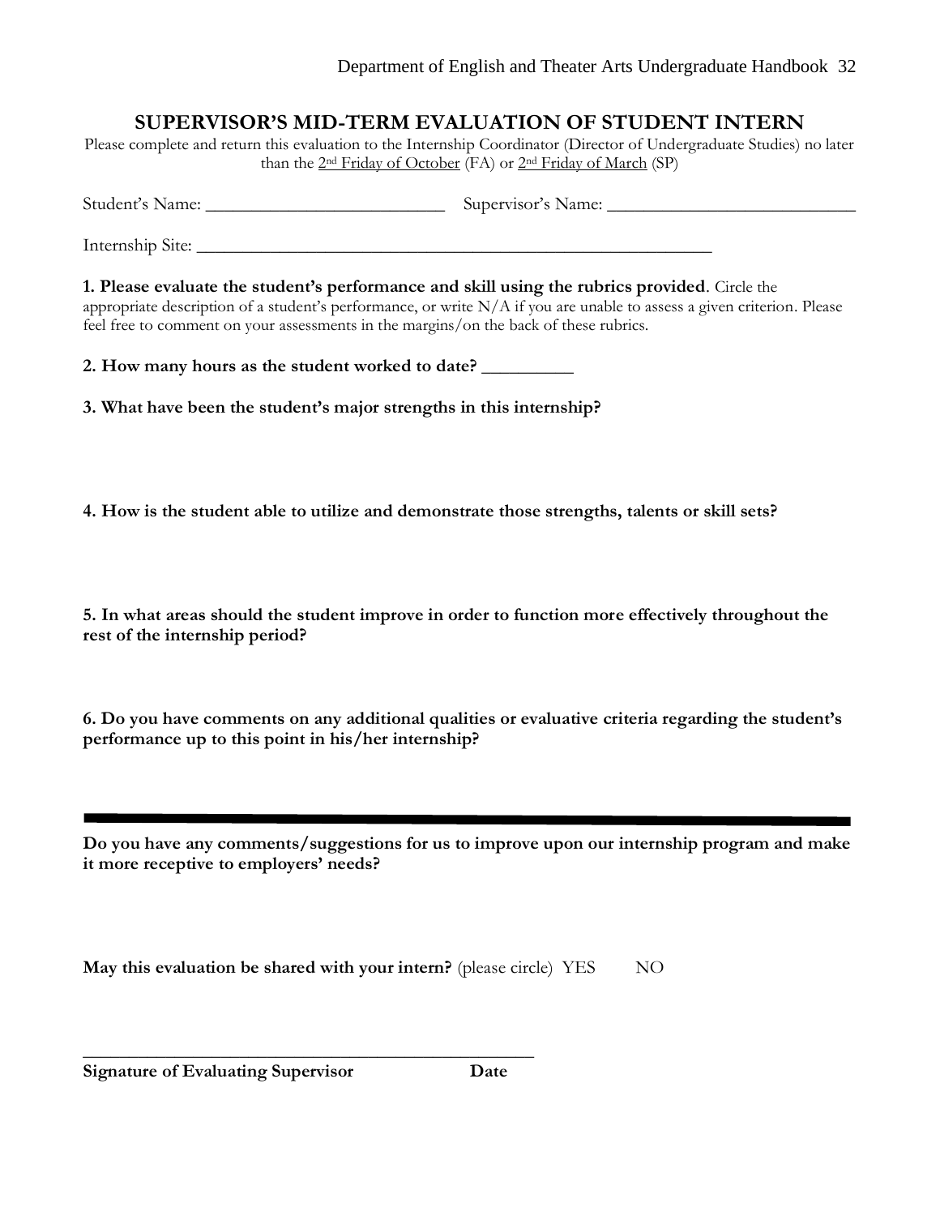# SUPERVISOR'S MID-TERM EVALUATION OF STUDENT INTERN

Please complete and return this evaluation to the Internship Coordinator (Director of Undergraduate Studies) no later than the 2nd Friday of October (FA) or 2nd Friday of March (SP)

Student's Name: ___________________________ Supervisor's Name: ____________________________

Internship Site: __________________________________________________________

**1. Please evaluate the student's performance and skill using the rubrics provided**. Circle the appropriate description of a student's performance, or write N/A if you are unable to assess a given criterion. Please feel free to comment on your assessments in the margins/on the back of these rubrics.

**2. How many hours as the student worked to date?** __________

**3. What have been the student's major strengths in this internship?**

**4. How is the student able to utilize and demonstrate those strengths, talents or skill sets?**

**5. In what areas should the student improve in order to function more effectively throughout the rest of the internship period?**

**6. Do you have comments on any additional qualities or evaluative criteria regarding the student's performance up to this point in his/her internship?**

---

**Do you have any comments/suggestions for us to improve upon our internship program and make it more receptive to employers' needs?**

**May this evaluation be shared with your intern?** (please circle) YES NO

___________________________________________________

**Signature of Evaluating Supervisor** **Date**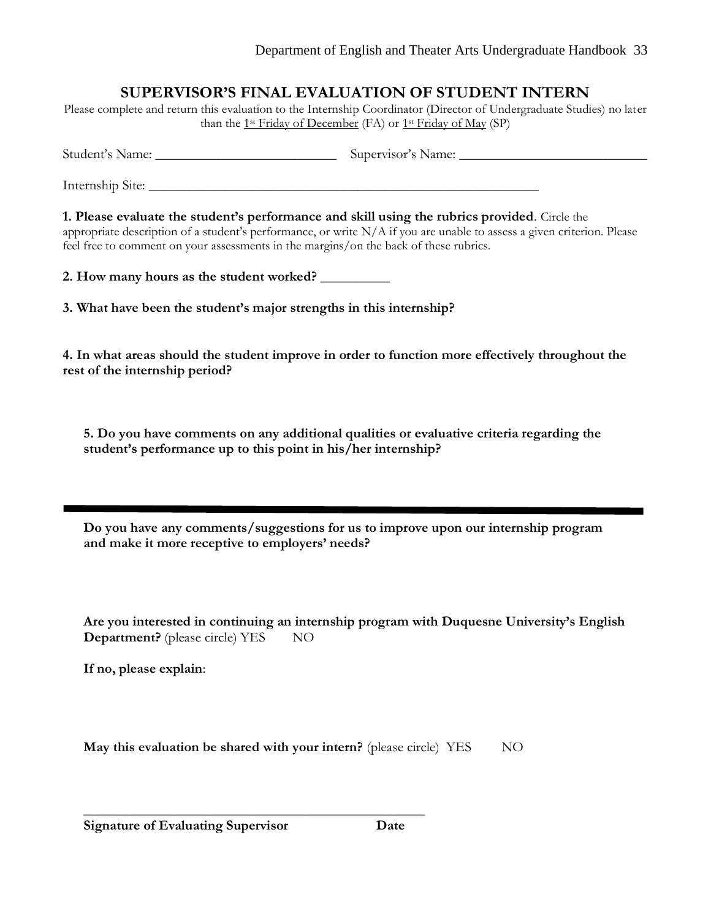## SUPERVISOR'S FINAL EVALUATION OF STUDENT INTERN

Please complete and return this evaluation to the Internship Coordinator (Director of Undergraduate Studies) no later than the 1st Friday of December (FA) or 1st Friday of May (SP)

Student's Name: ___________________________ Supervisor's Name: ____________________________

Internship Site: __________________________________________________________

**1. Please evaluate the student's performance and skill using the rubrics provided**. Circle the appropriate description of a student's performance, or write N/A if you are unable to assess a given criterion. Please feel free to comment on your assessments in the margins/on the back of these rubrics.

**2. How many hours as the student worked?** __________

**3. What have been the student's major strengths in this internship?**

**4. In what areas should the student improve in order to function more effectively throughout the rest of the internship period?**

**5. Do you have comments on any additional qualities or evaluative criteria regarding the student's performance up to this point in his/her internship?**

---

**Do you have any comments/suggestions for us to improve upon our internship program and make it more receptive to employers' needs?**

**Are you interested in continuing an internship program with Duquesne University's English Department?** (please circle) YES NO

**If no, please explain**:

**May this evaluation be shared with your intern?** (please circle) YES NO

___________________________________________________

**Signature of Evaluating Supervisor** **Date**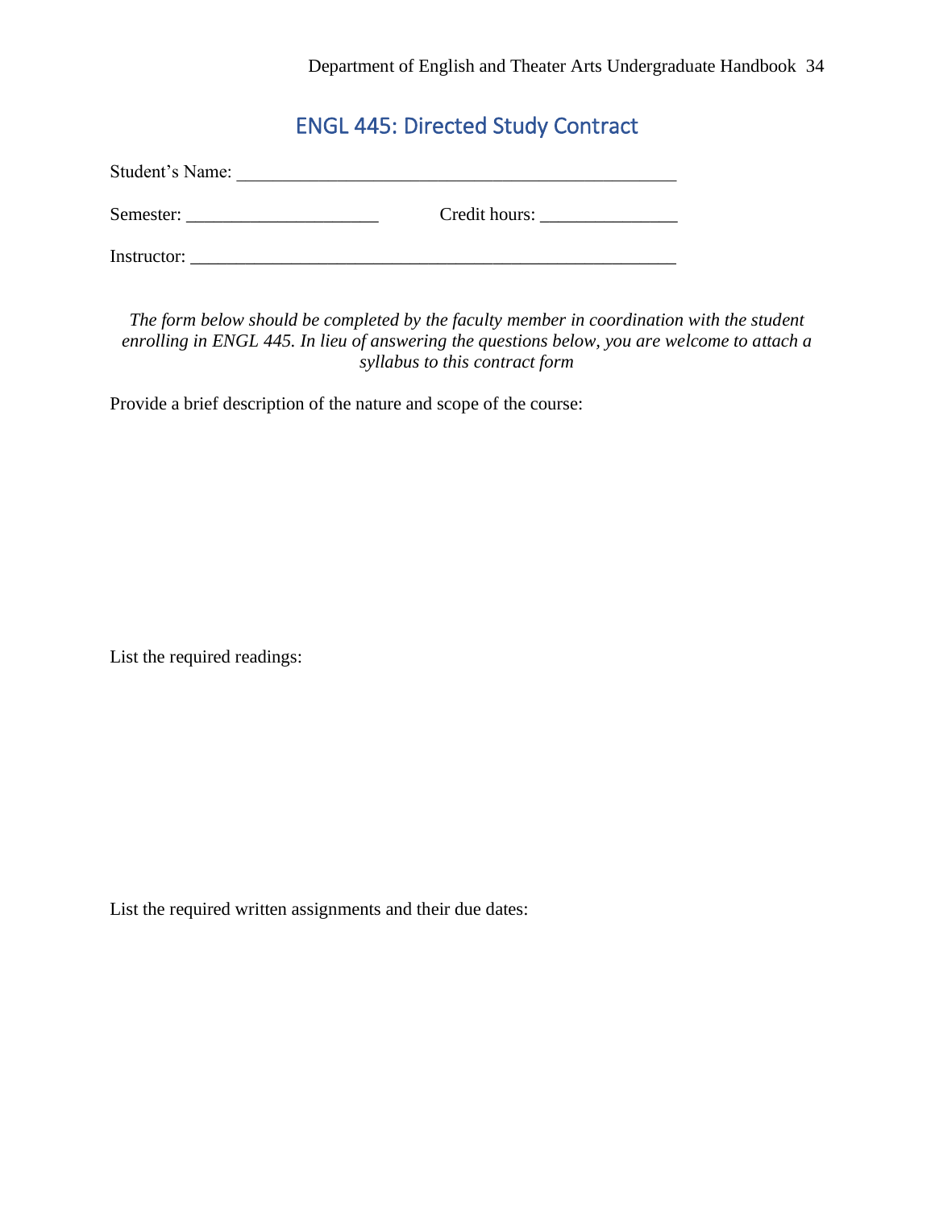## ENGL 445: Directed Study Contract

Student's Name: ______________________________________________

Semester: ____________________ Credit hours: ______________

Instructor: ______________________________________________________

*The form below should be completed by the faculty member in coordination with the student enrolling in ENGL 445. In lieu of answering the questions below, you are welcome to attach a syllabus to this contract form*

Provide a brief description of the nature and scope of the course:

List the required readings:

List the required written assignments and their due dates: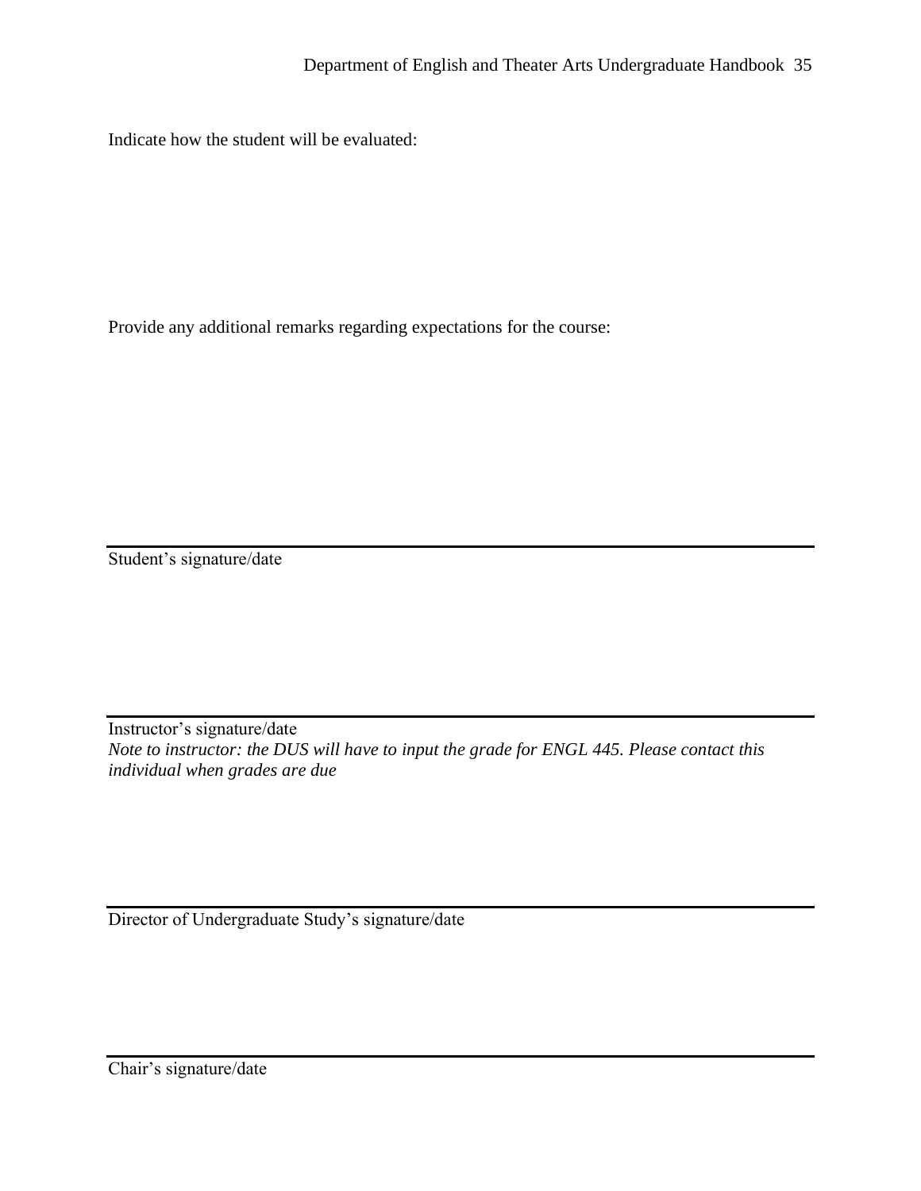Indicate how the student will be evaluated:

Provide any additional remarks regarding expectations for the course:

---

Student's signature/date

---

Instructor's signature/date

*Note to instructor: the DUS will have to input the grade for ENGL 445. Please contact this individual when grades are due*

---

Director of Undergraduate Study's signature/date

---

Chair's signature/date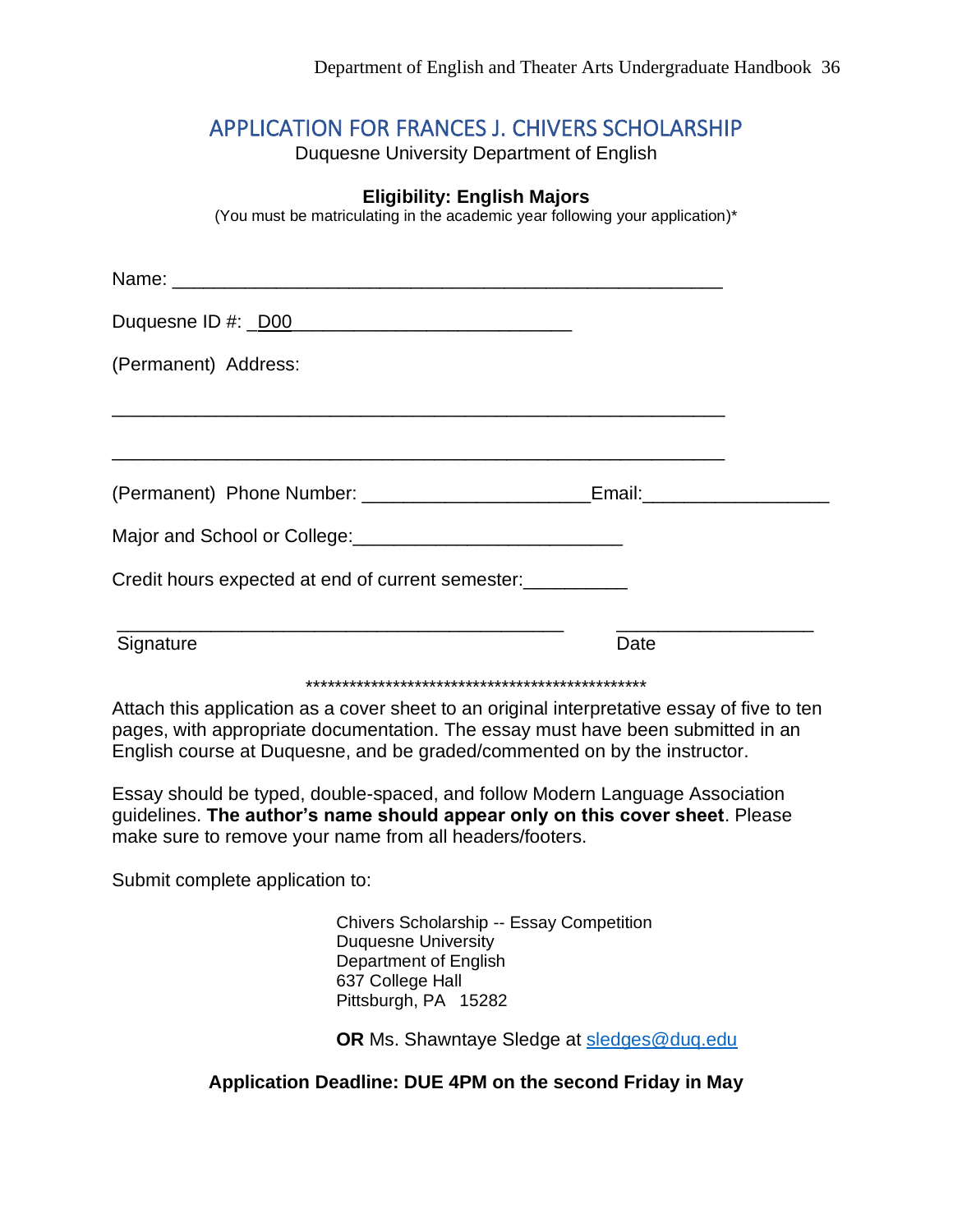## APPLICATION FOR FRANCES J. CHIVERS SCHOLARSHIP

Duquesne University Department of English

**Eligibility: English Majors**

(You must be matriculating in the academic year following your application)*

Name: ____________________________________________________

Duquesne ID #: _D00___________________________

(Permanent) Address:

__________________________________________________________

__________________________________________________________

(Permanent) Phone Number: ______________________Email:__________________

Major and School or College:__________________________

Credit hours expected at end of current semester:__________

___________________________________________ ___________________

Signature Date

*************************************************

Attach this application as a cover sheet to an original interpretative essay of five to ten pages, with appropriate documentation. The essay must have been submitted in an English course at Duquesne, and be graded/commented on by the instructor.

Essay should be typed, double-spaced, and follow Modern Language Association guidelines. **The author's name should appear only on this cover sheet**. Please make sure to remove your name from all headers/footers.

Submit complete application to:

Chivers Scholarship -- Essay Competition
Duquesne University
Department of English
637 College Hall
Pittsburgh, PA 15282

**OR** Ms. Shawntaye Sledge at sledges@duq.edu

**Application Deadline: DUE 4PM on the second Friday in May**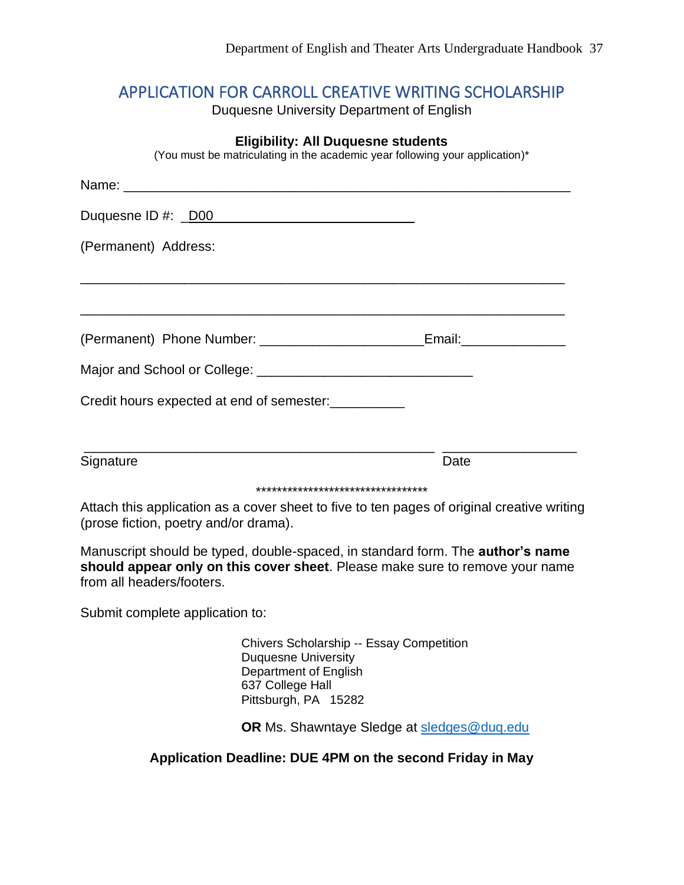## APPLICATION FOR CARROLL CREATIVE WRITING SCHOLARSHIP

Duquesne University Department of English

**Eligibility: All Duquesne students**

(You must be matriculating in the academic year following your application)*

Name: ____________________________________________________________

Duquesne ID #: _D00____________________________

(Permanent) Address:

_________________________________________________________________

_________________________________________________________________

(Permanent) Phone Number: _____________________Email:_____________

Major and School or College: ____________________________

Credit hours expected at end of semester:__________

______________________________________________ _________________

Signature Date

**********************************

Attach this application as a cover sheet to five to ten pages of original creative writing (prose fiction, poetry and/or drama).

Manuscript should be typed, double-spaced, in standard form. The **author's name should appear only on this cover sheet**. Please make sure to remove your name from all headers/footers.

Submit complete application to:

Chivers Scholarship -- Essay Competition
Duquesne University
Department of English
637 College Hall
Pittsburgh, PA 15282

**OR** Ms. Shawntaye Sledge at sledges@duq.edu

**Application Deadline: DUE 4PM on the second Friday in May**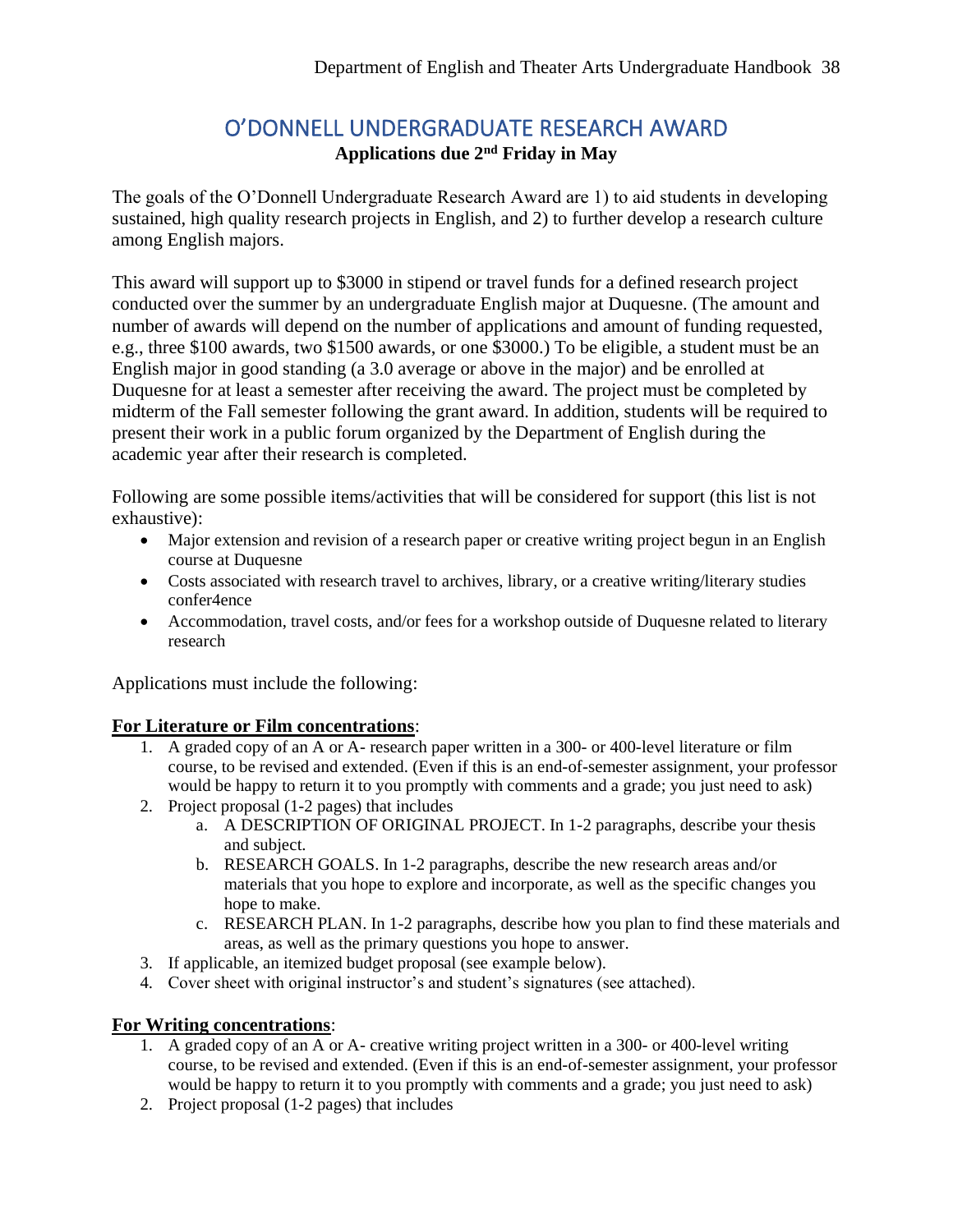# O'DONNELL UNDERGRADUATE RESEARCH AWARD

**Applications due 2nd Friday in May**

The goals of the O'Donnell Undergraduate Research Award are 1) to aid students in developing sustained, high quality research projects in English, and 2) to further develop a research culture among English majors.

This award will support up to $3000 in stipend or travel funds for a defined research project conducted over the summer by an undergraduate English major at Duquesne. (The amount and number of awards will depend on the number of applications and amount of funding requested, e.g., three $100 awards, two $1500 awards, or one $3000.) To be eligible, a student must be an English major in good standing (a 3.0 average or above in the major) and be enrolled at Duquesne for at least a semester after receiving the award. The project must be completed by midterm of the Fall semester following the grant award. In addition, students will be required to present their work in a public forum organized by the Department of English during the academic year after their research is completed.

Following are some possible items/activities that will be considered for support (this list is not exhaustive):

- Major extension and revision of a research paper or creative writing project begun in an English course at Duquesne
- Costs associated with research travel to archives, library, or a creative writing/literary studies confer4ence
- Accommodation, travel costs, and/or fees for a workshop outside of Duquesne related to literary research

Applications must include the following:

**<u>For Literature or Film concentrations</u>**:

1. A graded copy of an A or A- research paper written in a 300- or 400-level literature or film course, to be revised and extended. (Even if this is an end-of-semester assignment, your professor would be happy to return it to you promptly with comments and a grade; you just need to ask)
2. Project proposal (1-2 pages) that includes
   a. A DESCRIPTION OF ORIGINAL PROJECT. In 1-2 paragraphs, describe your thesis and subject.
   b. RESEARCH GOALS. In 1-2 paragraphs, describe the new research areas and/or materials that you hope to explore and incorporate, as well as the specific changes you hope to make.
   c. RESEARCH PLAN. In 1-2 paragraphs, describe how you plan to find these materials and areas, as well as the primary questions you hope to answer.
3. If applicable, an itemized budget proposal (see example below).
4. Cover sheet with original instructor's and student's signatures (see attached).

**<u>For Writing concentrations</u>**:

1. A graded copy of an A or A- creative writing project written in a 300- or 400-level writing course, to be revised and extended. (Even if this is an end-of-semester assignment, your professor would be happy to return it to you promptly with comments and a grade; you just need to ask)
2. Project proposal (1-2 pages) that includes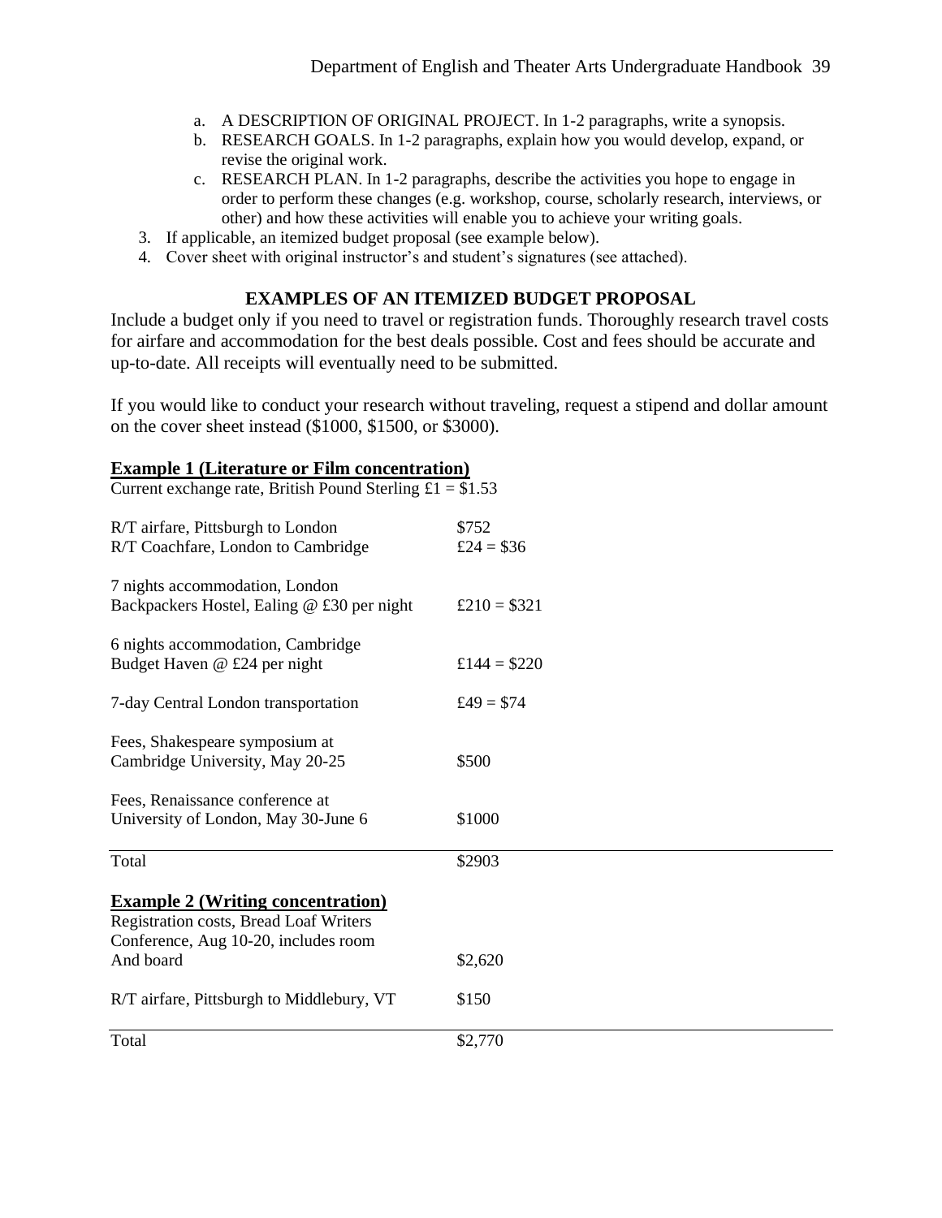a. A DESCRIPTION OF ORIGINAL PROJECT. In 1-2 paragraphs, write a synopsis.
b. RESEARCH GOALS. In 1-2 paragraphs, explain how you would develop, expand, or revise the original work.
c. RESEARCH PLAN. In 1-2 paragraphs, describe the activities you hope to engage in order to perform these changes (e.g. workshop, course, scholarly research, interviews, or other) and how these activities will enable you to achieve your writing goals.

3. If applicable, an itemized budget proposal (see example below).
4. Cover sheet with original instructor's and student's signatures (see attached).

## EXAMPLES OF AN ITEMIZED BUDGET PROPOSAL

Include a budget only if you need to travel or registration funds. Thoroughly research travel costs for airfare and accommodation for the best deals possible. Cost and fees should be accurate and up-to-date. All receipts will eventually need to be submitted.

If you would like to conduct your research without traveling, request a stipend and dollar amount on the cover sheet instead ($1000, $1500, or $3000).

**Example 1 (Literature or Film concentration)**

Current exchange rate, British Pound Sterling £1 = $1.53

| | |
|---|---|
| R/T airfare, Pittsburgh to London | $752 |
| R/T Coachfare, London to Cambridge | £24 = $36 |
| 7 nights accommodation, London Backpackers Hostel, Ealing @ £30 per night | £210 = $321 |
| 6 nights accommodation, Cambridge Budget Haven @ £24 per night | £144 = $220 |
| 7-day Central London transportation | £49 = $74 |
| Fees, Shakespeare symposium at Cambridge University, May 20-25 | $500 |
| Fees, Renaissance conference at University of London, May 30-June 6 | $1000 |
| Total | $2903 |

**Example 2 (Writing concentration)**

| | |
|---|---|
| Registration costs, Bread Loaf Writers Conference, Aug 10-20, includes room And board | $2,620 |
| R/T airfare, Pittsburgh to Middlebury, VT | $150 |
| Total | $2,770 |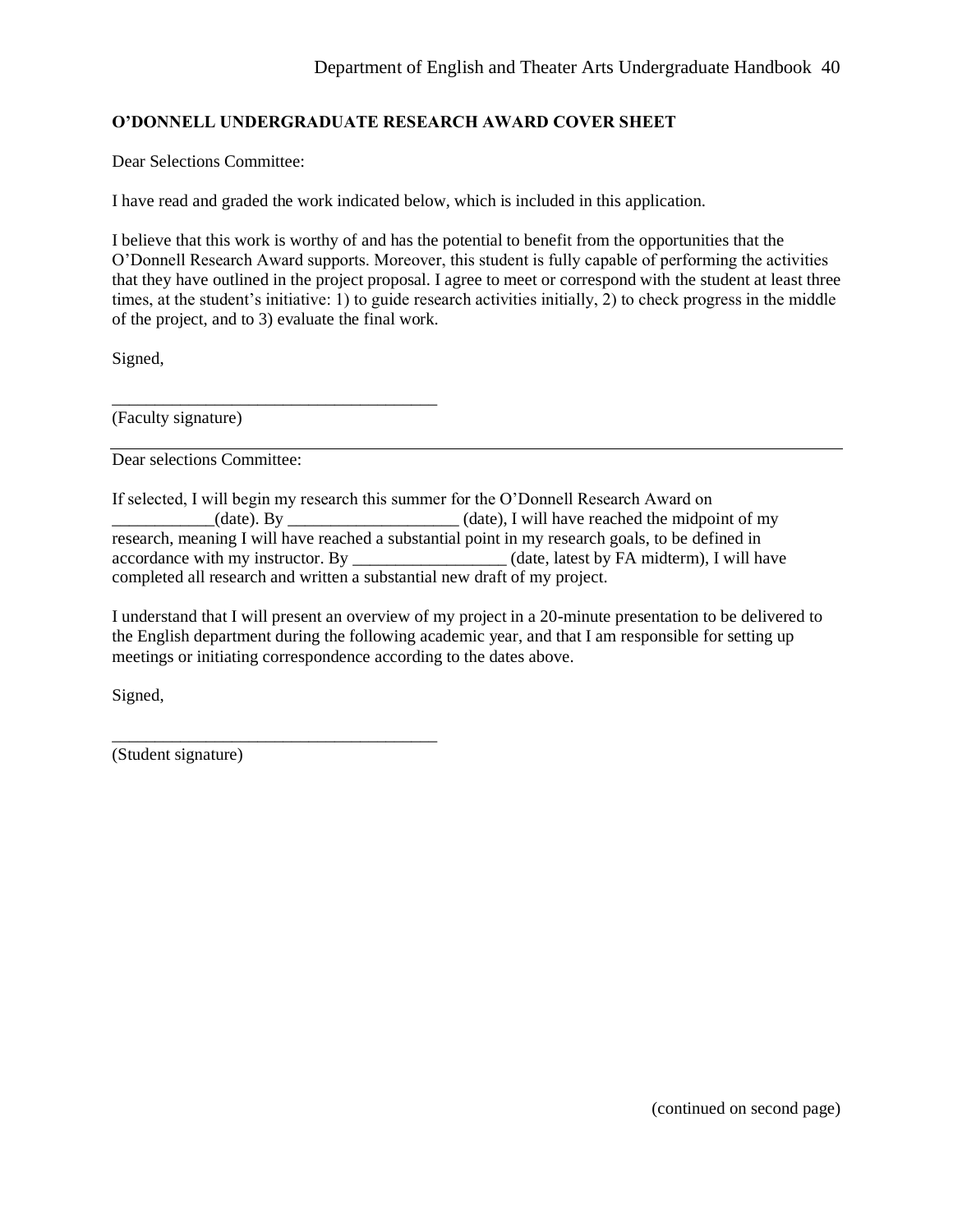**O'DONNELL UNDERGRADUATE RESEARCH AWARD COVER SHEET**

Dear Selections Committee:

I have read and graded the work indicated below, which is included in this application.

I believe that this work is worthy of and has the potential to benefit from the opportunities that the O'Donnell Research Award supports. Moreover, this student is fully capable of performing the activities that they have outlined in the project proposal. I agree to meet or correspond with the student at least three times, at the student's initiative: 1) to guide research activities initially, 2) to check progress in the middle of the project, and to 3) evaluate the final work.

Signed,

_______________________________________
(Faculty signature)

---

Dear selections Committee:

If selected, I will begin my research this summer for the O'Donnell Research Award on ___________(date). By ___________________ (date), I will have reached the midpoint of my research, meaning I will have reached a substantial point in my research goals, to be defined in accordance with my instructor. By _________________ (date, latest by FA midterm), I will have completed all research and written a substantial new draft of my project.

I understand that I will present an overview of my project in a 20-minute presentation to be delivered to the English department during the following academic year, and that I am responsible for setting up meetings or initiating correspondence according to the dates above.

Signed,

_______________________________________
(Student signature)

(continued on second page)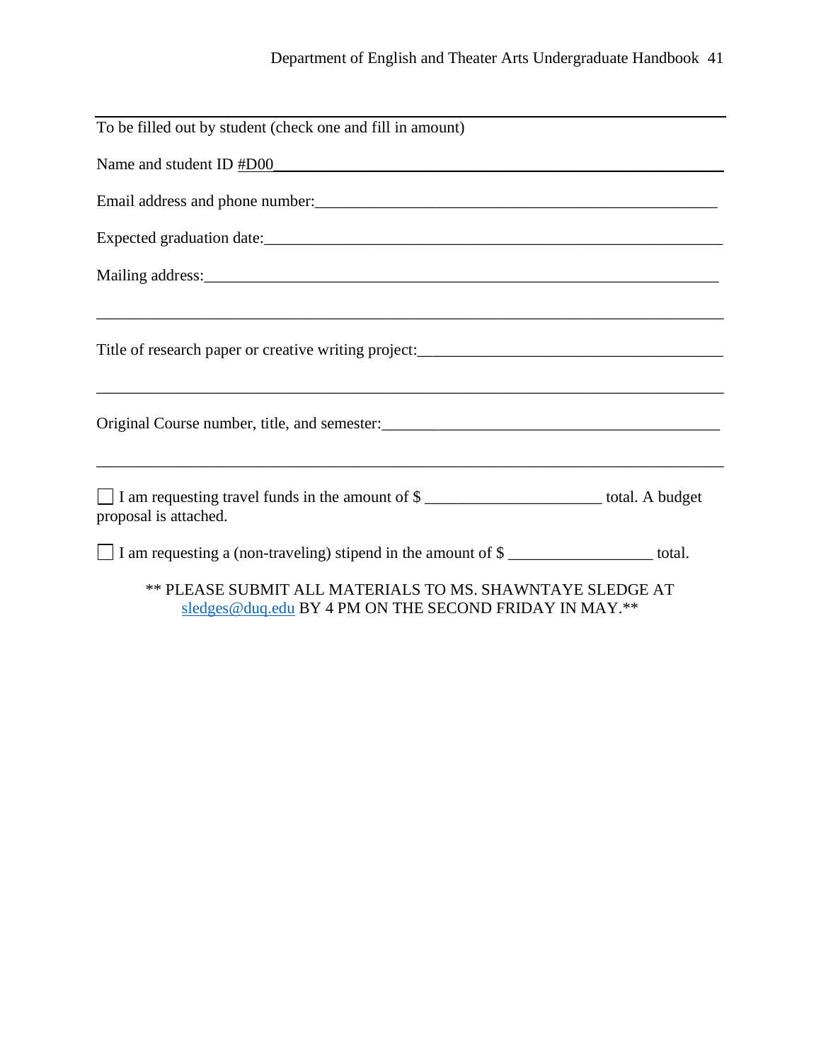---

To be filled out by student (check one and fill in amount)

Name and student ID #D00________________________________________________________

Email address and phone number:____________________________________________________

Expected graduation date:________________________________________________________

Mailing address:______________________________________________________________

_____________________________________________________________________________

Title of research paper or creative writing project:____________________________________

_____________________________________________________________________________

Original Course number, title, and semester:_________________________________________

_____________________________________________________________________________

☐ I am requesting travel funds in the amount of $ ______________________ total. A budget proposal is attached.

☐ I am requesting a (non-traveling) stipend in the amount of $ __________________ total.

** PLEASE SUBMIT ALL MATERIALS TO MS. SHAWNTAYE SLEDGE AT sledges@duq.edu BY 4 PM ON THE SECOND FRIDAY IN MAY.**